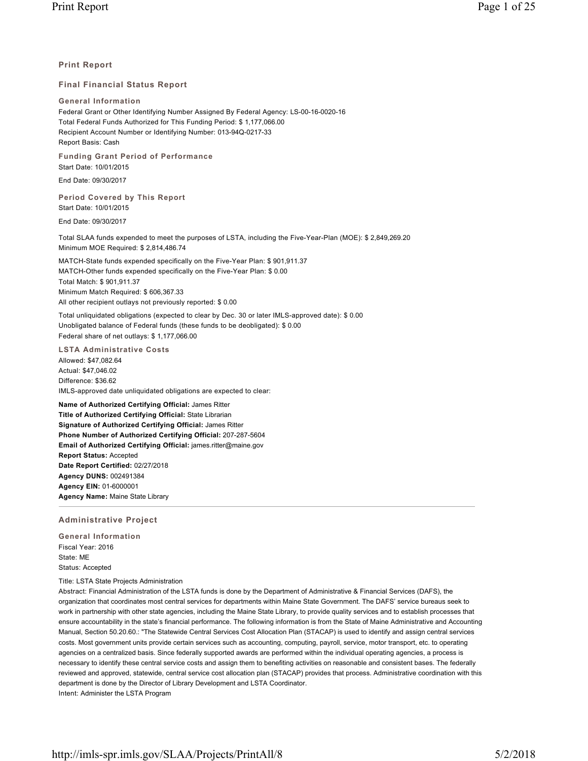## Print Report

## Final Financial Status Report

### General Information

Federal Grant or Other Identifying Number Assigned By Federal Agency: LS-00-16-0020-16
Total Federal Funds Authorized for This Funding Period: $ 1,177,066.00
Recipient Account Number or Identifying Number: 013-94Q-0217-33
Report Basis: Cash

### Funding Grant Period of Performance

Start Date: 10/01/2015

End Date: 09/30/2017

### Period Covered by This Report

Start Date: 10/01/2015

End Date: 09/30/2017

Total SLAA funds expended to meet the purposes of LSTA, including the Five-Year-Plan (MOE): $ 2,849,269.20
Minimum MOE Required: $ 2,814,486.74

MATCH-State funds expended specifically on the Five-Year Plan: $ 901,911.37
MATCH-Other funds expended specifically on the Five-Year Plan: $ 0.00
Total Match: $ 901,911.37
Minimum Match Required: $ 606,367.33
All other recipient outlays not previously reported: $ 0.00

Total unliquidated obligations (expected to clear by Dec. 30 or later IMLS-approved date): $ 0.00
Unobligated balance of Federal funds (these funds to be deobligated): $ 0.00
Federal share of net outlays: $ 1,177,066.00

### LSTA Administrative Costs

Allowed: $47,082.64
Actual: $47,046.02
Difference: $36.62
IMLS-approved date unliquidated obligations are expected to clear:

**Name of Authorized Certifying Official:** James Ritter
**Title of Authorized Certifying Official:** State Librarian
**Signature of Authorized Certifying Official:** James Ritter
**Phone Number of Authorized Certifying Official:** 207-287-5604
**Email of Authorized Certifying Official:** james.ritter@maine.gov
**Report Status:** Accepted
**Date Report Certified:** 02/27/2018
**Agency DUNS:** 002491384
**Agency EIN:** 01-6000001
**Agency Name:** Maine State Library

---

## Administrative Project

### General Information

Fiscal Year: 2016
State: ME
Status: Accepted

Title: LSTA State Projects Administration
Abstract: Financial Administration of the LSTA funds is done by the Department of Administrative & Financial Services (DAFS), the organization that coordinates most central services for departments within Maine State Government. The DAFS' service bureaus seek to work in partnership with other state agencies, including the Maine State Library, to provide quality services and to establish processes that ensure accountability in the state's financial performance. The following information is from the State of Maine Administrative and Accounting Manual, Section 50.20.60.: "The Statewide Central Services Cost Allocation Plan (STACAP) is used to identify and assign central services costs. Most government units provide certain services such as accounting, computing, payroll, service, motor transport, etc. to operating agencies on a centralized basis. Since federally supported awards are performed within the individual operating agencies, a process is necessary to identify these central service costs and assign them to benefiting activities on reasonable and consistent bases. The federally reviewed and approved, statewide, central service cost allocation plan (STACAP) provides that process. Administrative coordination with this department is done by the Director of Library Development and LSTA Coordinator.
Intent: Administer the LSTA Program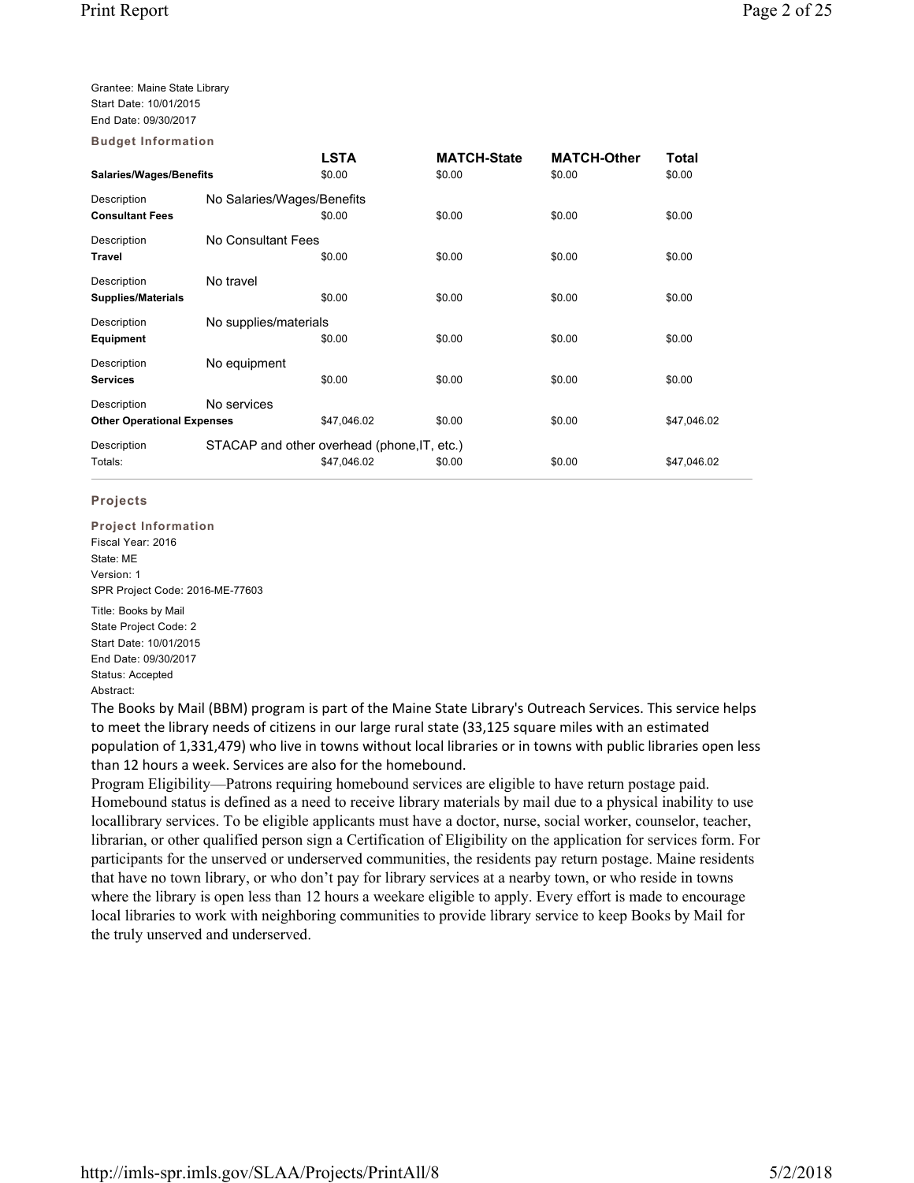Grantee: Maine State Library
Start Date: 10/01/2015
End Date: 09/30/2017

**Budget Information**

| | LSTA | MATCH-State | MATCH-Other | Total |
|---|---|---|---|---|
| **Salaries/Wages/Benefits** | $0.00 | $0.00 | $0.00 | $0.00 |
| Description: No Salaries/Wages/Benefits | | | | |
| **Consultant Fees** | $0.00 | $0.00 | $0.00 | $0.00 |
| Description: No Consultant Fees | | | | |
| **Travel** | $0.00 | $0.00 | $0.00 | $0.00 |
| Description: No travel | | | | |
| **Supplies/Materials** | $0.00 | $0.00 | $0.00 | $0.00 |
| Description: No supplies/materials | | | | |
| **Equipment** | $0.00 | $0.00 | $0.00 | $0.00 |
| Description: No equipment | | | | |
| **Services** | $0.00 | $0.00 | $0.00 | $0.00 |
| Description: No services | | | | |
| **Other Operational Expenses** | $47,046.02 | $0.00 | $0.00 | $47,046.02 |
| Description: STACAP and other overhead (phone,IT, etc.) | | | | |
| Totals: | $47,046.02 | $0.00 | $0.00 | $47,046.02 |

## Projects

**Project Information**

Fiscal Year: 2016
State: ME
Version: 1
SPR Project Code: 2016-ME-77603

Title: Books by Mail
State Project Code: 2
Start Date: 10/01/2015
End Date: 09/30/2017
Status: Accepted
Abstract:

The Books by Mail (BBM) program is part of the Maine State Library's Outreach Services. This service helps to meet the library needs of citizens in our large rural state (33,125 square miles with an estimated population of 1,331,479) who live in towns without local libraries or in towns with public libraries open less than 12 hours a week. Services are also for the homebound.

Program Eligibility—Patrons requiring homebound services are eligible to have return postage paid. Homebound status is defined as a need to receive library materials by mail due to a physical inability to use locallibrary services. To be eligible applicants must have a doctor, nurse, social worker, counselor, teacher, librarian, or other qualified person sign a Certification of Eligibility on the application for services form. For participants for the unserved or underserved communities, the residents pay return postage. Maine residents that have no town library, or who don't pay for library services at a nearby town, or who reside in towns where the library is open less than 12 hours a weekare eligible to apply. Every effort is made to encourage local libraries to work with neighboring communities to provide library service to keep Books by Mail for the truly unserved and underserved.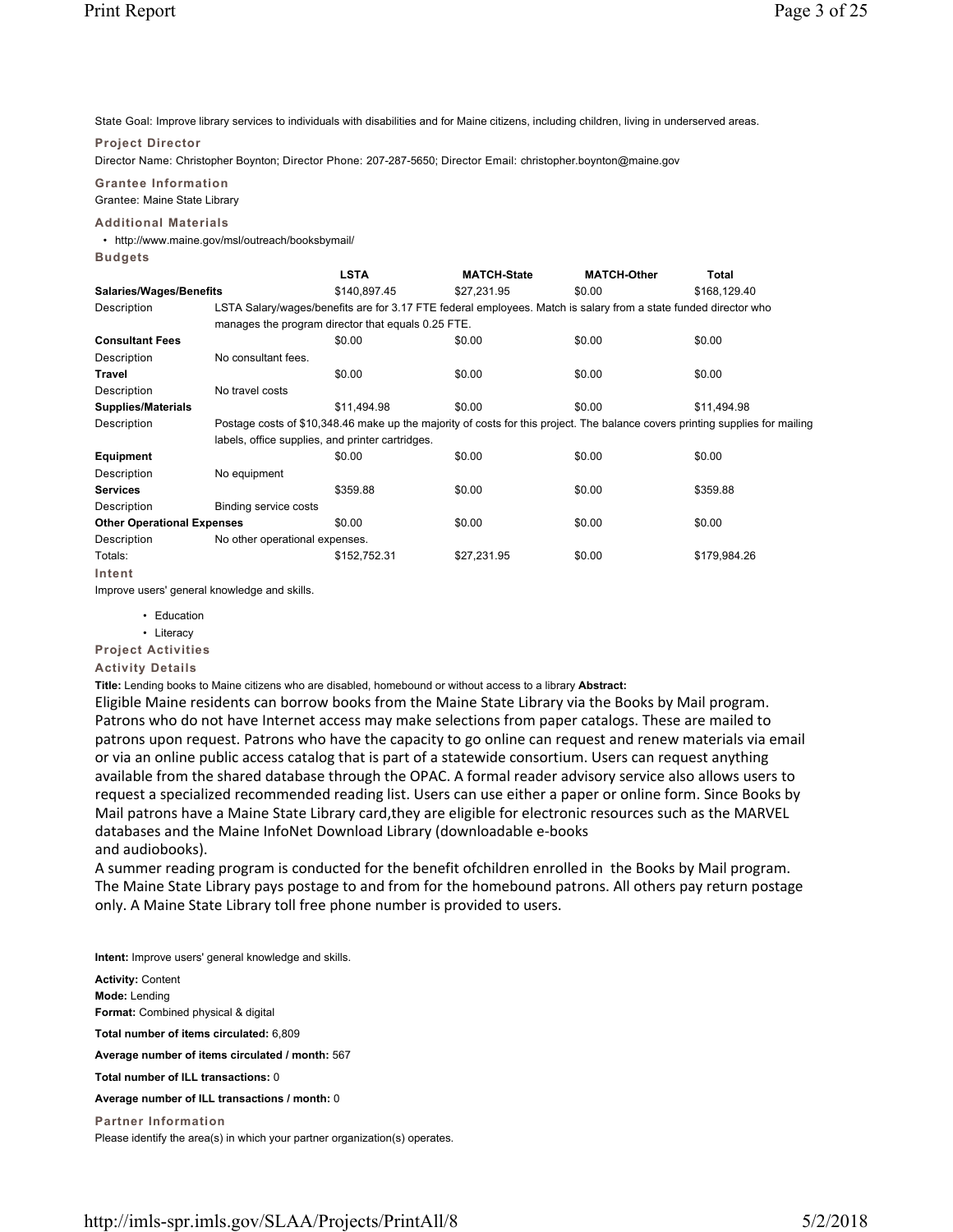State Goal: Improve library services to individuals with disabilities and for Maine citizens, including children, living in underserved areas.

### Project Director

Director Name: Christopher Boynton; Director Phone: 207-287-5650; Director Email: christopher.boynton@maine.gov

### Grantee Information

Grantee: Maine State Library

### Additional Materials

- http://www.maine.gov/msl/outreach/booksbymail/

### Budgets

| | LSTA | MATCH-State | MATCH-Other | Total |
|---|---|---|---|---|
| **Salaries/Wages/Benefits** | $140,897.45 | $27,231.95 | $0.00 | $168,129.40 |
| Description | LSTA Salary/wages/benefits are for 3.17 FTE federal employees. Match is salary from a state funded director who manages the program director that equals 0.25 FTE. | | | |
| **Consultant Fees** | $0.00 | $0.00 | $0.00 | $0.00 |
| Description | No consultant fees. | | | |
| **Travel** | $0.00 | $0.00 | $0.00 | $0.00 |
| Description | No travel costs | | | |
| **Supplies/Materials** | $11,494.98 | $0.00 | $0.00 | $11,494.98 |
| Description | Postage costs of $10,348.46 make up the majority of costs for this project. The balance covers printing supplies for mailing labels, office supplies, and printer cartridges. | | | |
| **Equipment** | $0.00 | $0.00 | $0.00 | $0.00 |
| Description | No equipment | | | |
| **Services** | $359.88 | $0.00 | $0.00 | $359.88 |
| Description | Binding service costs | | | |
| **Other Operational Expenses** | $0.00 | $0.00 | $0.00 | $0.00 |
| Description | No other operational expenses. | | | |
| Totals: | $152,752.31 | $27,231.95 | $0.00 | $179,984.26 |

### Intent

Improve users' general knowledge and skills.

- Education
- Literacy

### Project Activities

### Activity Details

**Title:** Lending books to Maine citizens who are disabled, homebound or without access to a library **Abstract:**

Eligible Maine residents can borrow books from the Maine State Library via the Books by Mail program. Patrons who do not have Internet access may make selections from paper catalogs. These are mailed to patrons upon request. Patrons who have the capacity to go online can request and renew materials via email or via an online public access catalog that is part of a statewide consortium. Users can request anything available from the shared database through the OPAC. A formal reader advisory service also allows users to request a specialized recommended reading list. Users can use either a paper or online form. Since Books by Mail patrons have a Maine State Library card,they are eligible for electronic resources such as the MARVEL databases and the Maine InfoNet Download Library (downloadable e-books and audiobooks).

A summer reading program is conducted for the benefit ofchildren enrolled in the Books by Mail program. The Maine State Library pays postage to and from for the homebound patrons. All others pay return postage only. A Maine State Library toll free phone number is provided to users.

**Intent:** Improve users' general knowledge and skills.

**Activity:** Content
**Mode:** Lending
**Format:** Combined physical & digital

**Total number of items circulated:** 6,809

**Average number of items circulated / month:** 567

**Total number of ILL transactions:** 0

**Average number of ILL transactions / month:** 0

### Partner Information

Please identify the area(s) in which your partner organization(s) operates.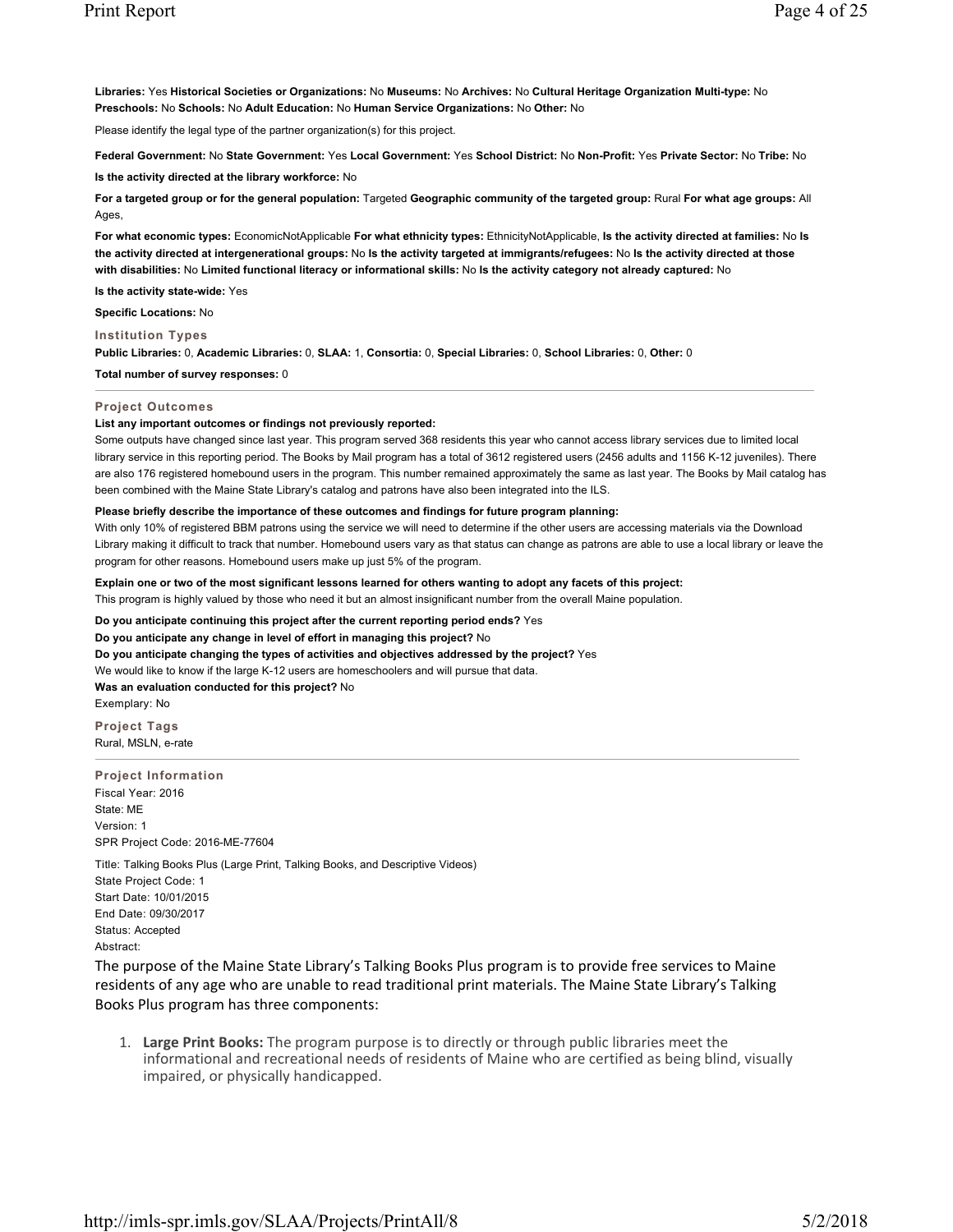**Libraries:** Yes **Historical Societies or Organizations:** No **Museums:** No **Archives:** No **Cultural Heritage Organization Multi-type:** No **Preschools:** No **Schools:** No **Adult Education:** No **Human Service Organizations:** No **Other:** No

Please identify the legal type of the partner organization(s) for this project.

**Federal Government:** No **State Government:** Yes **Local Government:** Yes **School District:** No **Non-Profit:** Yes **Private Sector:** No **Tribe:** No

**Is the activity directed at the library workforce:** No

**For a targeted group or for the general population:** Targeted **Geographic community of the targeted group:** Rural **For what age groups:** All Ages,

**For what economic types:** EconomicNotApplicable **For what ethnicity types:** EthnicityNotApplicable, **Is the activity directed at families:** No **Is the activity directed at intergenerational groups:** No **Is the activity targeted at immigrants/refugees:** No **Is the activity directed at those with disabilities:** No **Limited functional literacy or informational skills:** No **Is the activity category not already captured:** No

**Is the activity state-wide:** Yes

**Specific Locations:** No

### Institution Types

**Public Libraries:** 0, **Academic Libraries:** 0, **SLAA:** 1, **Consortia:** 0, **Special Libraries:** 0, **School Libraries:** 0, **Other:** 0

**Total number of survey responses:** 0

---

### Project Outcomes

**List any important outcomes or findings not previously reported:**

Some outputs have changed since last year. This program served 368 residents this year who cannot access library services due to limited local library service in this reporting period. The Books by Mail program has a total of 3612 registered users (2456 adults and 1156 K-12 juveniles). There are also 176 registered homebound users in the program. This number remained approximately the same as last year. The Books by Mail catalog has been combined with the Maine State Library's catalog and patrons have also been integrated into the ILS.

**Please briefly describe the importance of these outcomes and findings for future program planning:**

With only 10% of registered BBM patrons using the service we will need to determine if the other users are accessing materials via the Download Library making it difficult to track that number. Homebound users vary as that status can change as patrons are able to use a local library or leave the program for other reasons. Homebound users make up just 5% of the program.

**Explain one or two of the most significant lessons learned for others wanting to adopt any facets of this project:**

This program is highly valued by those who need it but an almost insignificant number from the overall Maine population.

**Do you anticipate continuing this project after the current reporting period ends?** Yes

**Do you anticipate any change in level of effort in managing this project?** No

**Do you anticipate changing the types of activities and objectives addressed by the project?** Yes

We would like to know if the large K-12 users are homeschoolers and will pursue that data.

**Was an evaluation conducted for this project?** No

Exemplary: No

### Project Tags

Rural, MSLN, e-rate

---

### Project Information

Fiscal Year: 2016
State: ME
Version: 1
SPR Project Code: 2016-ME-77604

Title: Talking Books Plus (Large Print, Talking Books, and Descriptive Videos)
State Project Code: 1
Start Date: 10/01/2015
End Date: 09/30/2017
Status: Accepted
Abstract:

The purpose of the Maine State Library's Talking Books Plus program is to provide free services to Maine residents of any age who are unable to read traditional print materials. The Maine State Library's Talking Books Plus program has three components:

1. **Large Print Books:** The program purpose is to directly or through public libraries meet the informational and recreational needs of residents of Maine who are certified as being blind, visually impaired, or physically handicapped.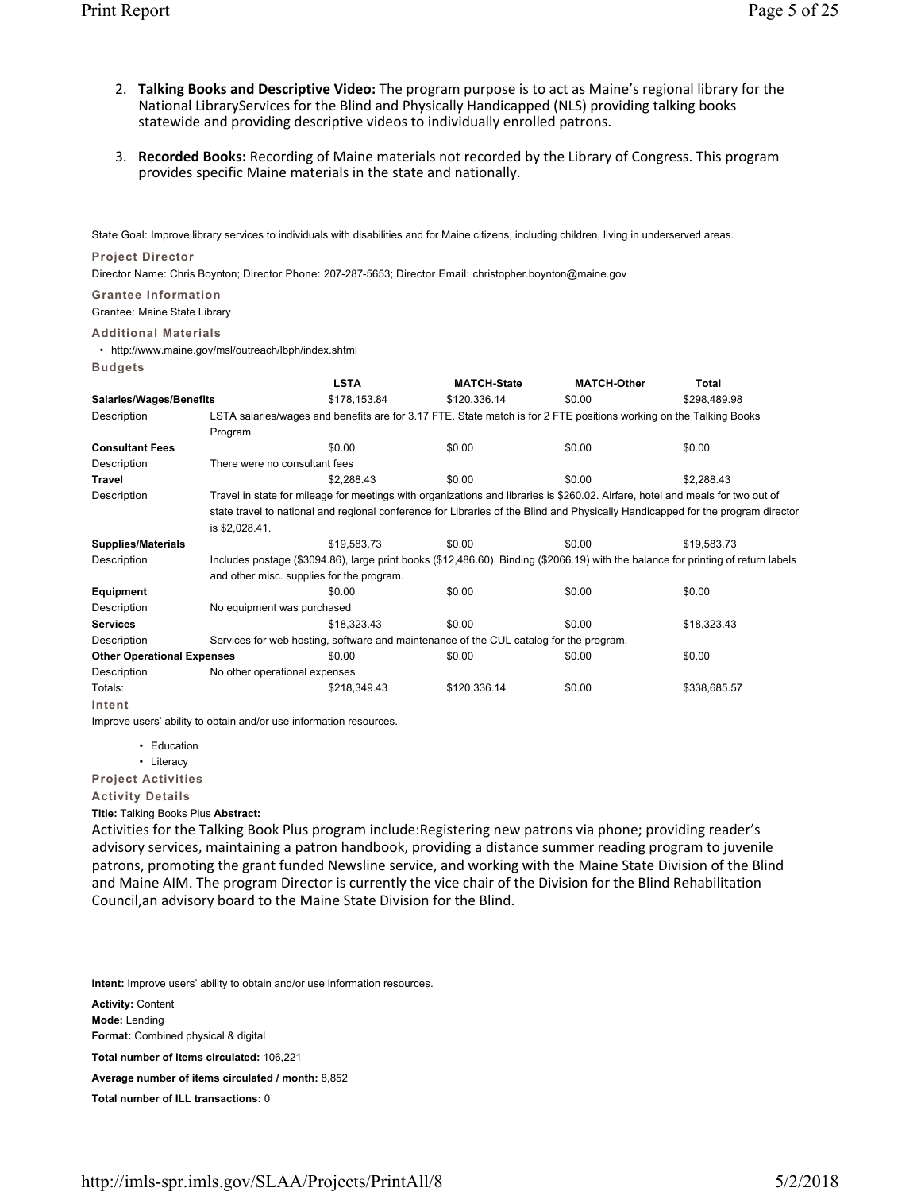2. **Talking Books and Descriptive Video:** The program purpose is to act as Maine's regional library for the National LibraryServices for the Blind and Physically Handicapped (NLS) providing talking books statewide and providing descriptive videos to individually enrolled patrons.

3. **Recorded Books:** Recording of Maine materials not recorded by the Library of Congress. This program provides specific Maine materials in the state and nationally.

State Goal: Improve library services to individuals with disabilities and for Maine citizens, including children, living in underserved areas.

**Project Director**

Director Name: Chris Boynton; Director Phone: 207-287-5653; Director Email: christopher.boynton@maine.gov

**Grantee Information**

Grantee: Maine State Library

**Additional Materials**

- http://www.maine.gov/msl/outreach/lbph/index.shtml

**Budgets**

| | LSTA | MATCH-State | MATCH-Other | Total |
|---|---|---|---|---|
| **Salaries/Wages/Benefits** | $178,153.84 | $120,336.14 | $0.00 | $298,489.98 |
| Description | LSTA salaries/wages and benefits are for 3.17 FTE. State match is for 2 FTE positions working on the Talking Books Program | | | |
| **Consultant Fees** | $0.00 | $0.00 | $0.00 | $0.00 |
| Description | There were no consultant fees | | | |
| **Travel** | $2,288.43 | $0.00 | $0.00 | $2,288.43 |
| Description | Travel in state for mileage for meetings with organizations and libraries is $260.02. Airfare, hotel and meals for two out of state travel to national and regional conference for Libraries of the Blind and Physically Handicapped for the program director is $2,028.41. | | | |
| **Supplies/Materials** | $19,583.73 | $0.00 | $0.00 | $19,583.73 |
| Description | Includes postage ($3094.86), large print books ($12,486.60), Binding ($2066.19) with the balance for printing of return labels and other misc. supplies for the program. | | | |
| **Equipment** | $0.00 | $0.00 | $0.00 | $0.00 |
| Description | No equipment was purchased | | | |
| **Services** | $18,323.43 | $0.00 | $0.00 | $18,323.43 |
| Description | Services for web hosting, software and maintenance of the CUL catalog for the program. | | | |
| **Other Operational Expenses** | $0.00 | $0.00 | $0.00 | $0.00 |
| Description | No other operational expenses | | | |
| Totals: | $218,349.43 | $120,336.14 | $0.00 | $338,685.57 |

**Intent**

Improve users' ability to obtain and/or use information resources.

- Education
- Literacy

**Project Activities**

**Activity Details**

**Title:** Talking Books Plus **Abstract:**

Activities for the Talking Book Plus program include:Registering new patrons via phone; providing reader's advisory services, maintaining a patron handbook, providing a distance summer reading program to juvenile patrons, promoting the grant funded Newsline service, and working with the Maine State Division of the Blind and Maine AIM. The program Director is currently the vice chair of the Division for the Blind Rehabilitation Council,an advisory board to the Maine State Division for the Blind.

**Intent:** Improve users' ability to obtain and/or use information resources.

**Activity:** Content

**Mode:** Lending

**Format:** Combined physical & digital

**Total number of items circulated:** 106,221

**Average number of items circulated / month:** 8,852

**Total number of ILL transactions:** 0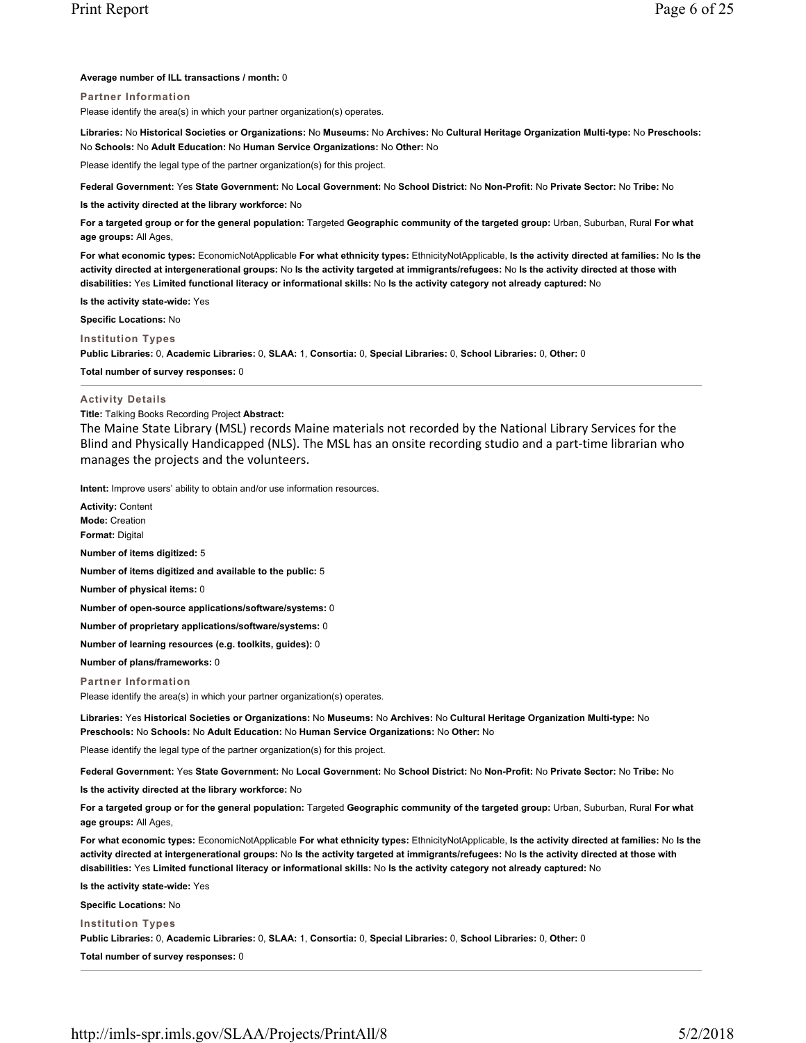**Average number of ILL transactions / month:** 0

### Partner Information

Please identify the area(s) in which your partner organization(s) operates.

**Libraries:** No **Historical Societies or Organizations:** No **Museums:** No **Archives:** No **Cultural Heritage Organization Multi-type:** No **Preschools:** No **Schools:** No **Adult Education:** No **Human Service Organizations:** No **Other:** No

Please identify the legal type of the partner organization(s) for this project.

**Federal Government:** Yes **State Government:** No **Local Government:** No **School District:** No **Non-Profit:** No **Private Sector:** No **Tribe:** No

**Is the activity directed at the library workforce:** No

**For a targeted group or for the general population:** Targeted **Geographic community of the targeted group:** Urban, Suburban, Rural **For what age groups:** All Ages,

**For what economic types:** EconomicNotApplicable **For what ethnicity types:** EthnicityNotApplicable, **Is the activity directed at families:** No **Is the activity directed at intergenerational groups:** No **Is the activity targeted at immigrants/refugees:** No **Is the activity directed at those with disabilities:** Yes **Limited functional literacy or informational skills:** No **Is the activity category not already captured:** No

**Is the activity state-wide:** Yes

**Specific Locations:** No

### Institution Types

**Public Libraries:** 0, **Academic Libraries:** 0, **SLAA:** 1, **Consortia:** 0, **Special Libraries:** 0, **School Libraries:** 0, **Other:** 0

**Total number of survey responses:** 0

---

### Activity Details

**Title:** Talking Books Recording Project **Abstract:**

The Maine State Library (MSL) records Maine materials not recorded by the National Library Services for the Blind and Physically Handicapped (NLS). The MSL has an onsite recording studio and a part-time librarian who manages the projects and the volunteers.

**Intent:** Improve users' ability to obtain and/or use information resources.

**Activity:** Content
**Mode:** Creation
**Format:** Digital

**Number of items digitized:** 5

**Number of items digitized and available to the public:** 5

**Number of physical items:** 0

**Number of open-source applications/software/systems:** 0

**Number of proprietary applications/software/systems:** 0

**Number of learning resources (e.g. toolkits, guides):** 0

**Number of plans/frameworks:** 0

### Partner Information

Please identify the area(s) in which your partner organization(s) operates.

**Libraries:** Yes **Historical Societies or Organizations:** No **Museums:** No **Archives:** No **Cultural Heritage Organization Multi-type:** No **Preschools:** No **Schools:** No **Adult Education:** No **Human Service Organizations:** No **Other:** No

Please identify the legal type of the partner organization(s) for this project.

**Federal Government:** Yes **State Government:** No **Local Government:** No **School District:** No **Non-Profit:** No **Private Sector:** No **Tribe:** No

**Is the activity directed at the library workforce:** No

**For a targeted group or for the general population:** Targeted **Geographic community of the targeted group:** Urban, Suburban, Rural **For what age groups:** All Ages,

**For what economic types:** EconomicNotApplicable **For what ethnicity types:** EthnicityNotApplicable, **Is the activity directed at families:** No **Is the activity directed at intergenerational groups:** No **Is the activity targeted at immigrants/refugees:** No **Is the activity directed at those with disabilities:** Yes **Limited functional literacy or informational skills:** No **Is the activity category not already captured:** No

**Is the activity state-wide:** Yes

**Specific Locations:** No

### Institution Types

**Public Libraries:** 0, **Academic Libraries:** 0, **SLAA:** 1, **Consortia:** 0, **Special Libraries:** 0, **School Libraries:** 0, **Other:** 0

**Total number of survey responses:** 0

---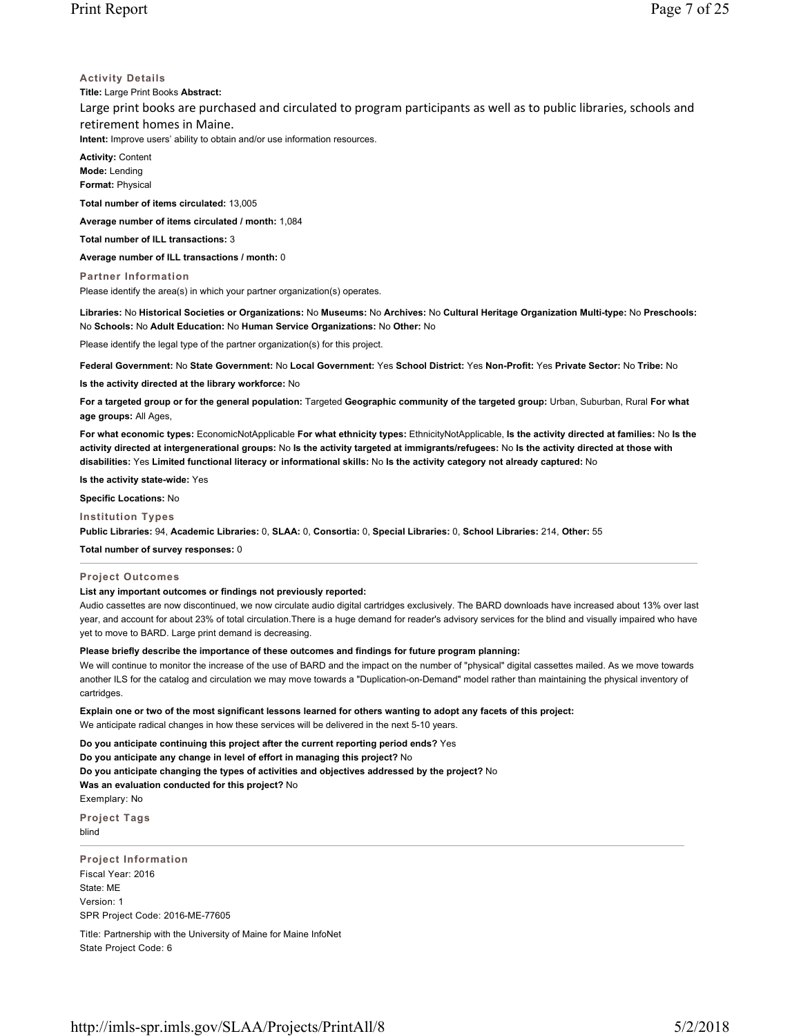### Activity Details

**Title:** Large Print Books **Abstract:**

Large print books are purchased and circulated to program participants as well as to public libraries, schools and retirement homes in Maine.

**Intent:** Improve users' ability to obtain and/or use information resources.

**Activity:** Content
**Mode:** Lending
**Format:** Physical

**Total number of items circulated:** 13,005

**Average number of items circulated / month:** 1,084

**Total number of ILL transactions:** 3

**Average number of ILL transactions / month:** 0

### Partner Information

Please identify the area(s) in which your partner organization(s) operates.

**Libraries:** No **Historical Societies or Organizations:** No **Museums:** No **Archives:** No **Cultural Heritage Organization Multi-type:** No **Preschools:** No **Schools:** No **Adult Education:** No **Human Service Organizations:** No **Other:** No

Please identify the legal type of the partner organization(s) for this project.

**Federal Government:** No **State Government:** No **Local Government:** Yes **School District:** Yes **Non-Profit:** Yes **Private Sector:** No **Tribe:** No

**Is the activity directed at the library workforce:** No

**For a targeted group or for the general population:** Targeted **Geographic community of the targeted group:** Urban, Suburban, Rural **For what age groups:** All Ages,

**For what economic types:** EconomicNotApplicable **For what ethnicity types:** EthnicityNotApplicable, **Is the activity directed at families:** No **Is the activity directed at intergenerational groups:** No **Is the activity targeted at immigrants/refugees:** No **Is the activity directed at those with disabilities:** Yes **Limited functional literacy or informational skills:** No **Is the activity category not already captured:** No

**Is the activity state-wide:** Yes

**Specific Locations:** No

### Institution Types

**Public Libraries:** 94, **Academic Libraries:** 0, **SLAA:** 0, **Consortia:** 0, **Special Libraries:** 0, **School Libraries:** 214, **Other:** 55

**Total number of survey responses:** 0

---

### Project Outcomes

**List any important outcomes or findings not previously reported:**

Audio cassettes are now discontinued, we now circulate audio digital cartridges exclusively. The BARD downloads have increased about 13% over last year, and account for about 23% of total circulation.There is a huge demand for reader's advisory services for the blind and visually impaired who have yet to move to BARD. Large print demand is decreasing.

**Please briefly describe the importance of these outcomes and findings for future program planning:**

We will continue to monitor the increase of the use of BARD and the impact on the number of "physical" digital cassettes mailed. As we move towards another ILS for the catalog and circulation we may move towards a "Duplication-on-Demand" model rather than maintaining the physical inventory of cartridges.

**Explain one or two of the most significant lessons learned for others wanting to adopt any facets of this project:**

We anticipate radical changes in how these services will be delivered in the next 5-10 years.

**Do you anticipate continuing this project after the current reporting period ends?** Yes
**Do you anticipate any change in level of effort in managing this project?** No
**Do you anticipate changing the types of activities and objectives addressed by the project?** No
**Was an evaluation conducted for this project?** No
Exemplary: No

### Project Tags

blind

---

### Project Information

Fiscal Year: 2016
State: ME
Version: 1
SPR Project Code: 2016-ME-77605

Title: Partnership with the University of Maine for Maine InfoNet
State Project Code: 6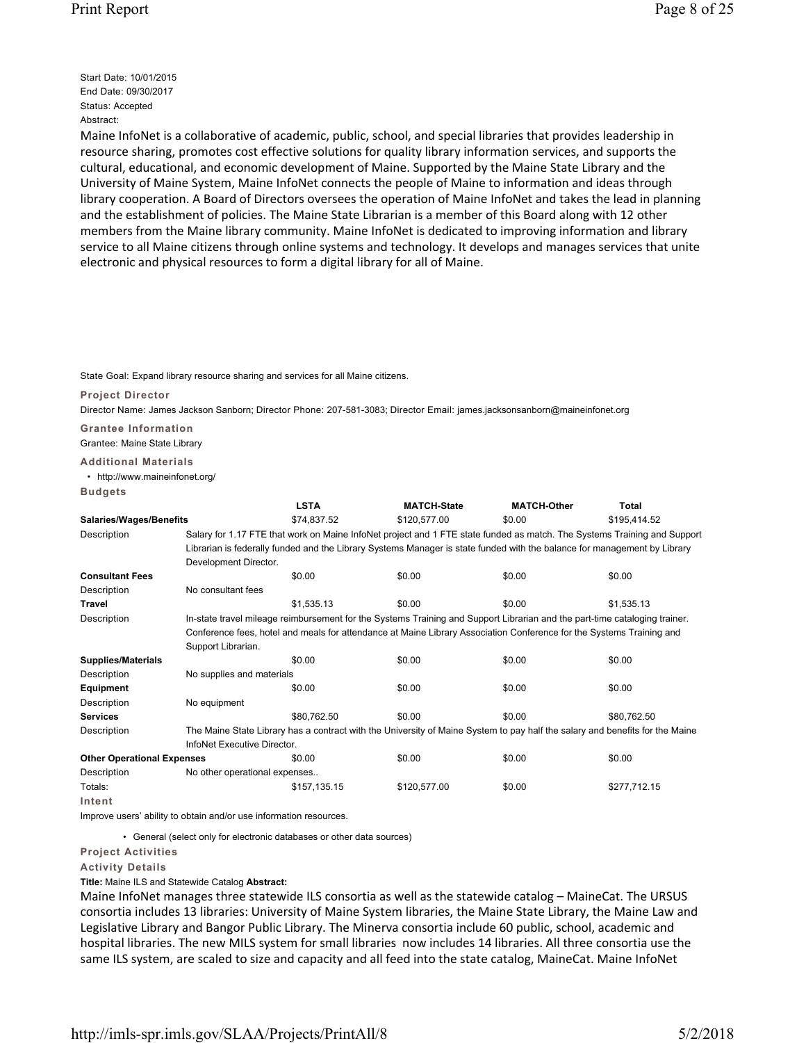Start Date: 10/01/2015
End Date: 09/30/2017
Status: Accepted
Abstract:

Maine InfoNet is a collaborative of academic, public, school, and special libraries that provides leadership in resource sharing, promotes cost effective solutions for quality library information services, and supports the cultural, educational, and economic development of Maine. Supported by the Maine State Library and the University of Maine System, Maine InfoNet connects the people of Maine to information and ideas through library cooperation. A Board of Directors oversees the operation of Maine InfoNet and takes the lead in planning and the establishment of policies. The Maine State Librarian is a member of this Board along with 12 other members from the Maine library community. Maine InfoNet is dedicated to improving information and library service to all Maine citizens through online systems and technology. It develops and manages services that unite electronic and physical resources to form a digital library for all of Maine.

State Goal: Expand library resource sharing and services for all Maine citizens.

**Project Director**

Director Name: James Jackson Sanborn; Director Phone: 207-581-3083; Director Email: james.jacksonsanborn@maineinfonet.org

**Grantee Information**

Grantee: Maine State Library

**Additional Materials**

- http://www.maineinfonet.org/

**Budgets**

| | LSTA | MATCH-State | MATCH-Other | Total |
|---|---|---|---|---|
| **Salaries/Wages/Benefits** | $74,837.52 | $120,577.00 | $0.00 | $195,414.52 |
| Description | Salary for 1.17 FTE that work on Maine InfoNet project and 1 FTE state funded as match. The Systems Training and Support Librarian is federally funded and the Library Systems Manager is state funded with the balance for management by Library Development Director. | | | |
| **Consultant Fees** | $0.00 | $0.00 | $0.00 | $0.00 |
| Description | No consultant fees | | | |
| **Travel** | $1,535.13 | $0.00 | $0.00 | $1,535.13 |
| Description | In-state travel mileage reimbursement for the Systems Training and Support Librarian and the part-time cataloging trainer. Conference fees, hotel and meals for attendance at Maine Library Association Conference for the Systems Training and Support Librarian. | | | |
| **Supplies/Materials** | $0.00 | $0.00 | $0.00 | $0.00 |
| Description | No supplies and materials | | | |
| **Equipment** | $0.00 | $0.00 | $0.00 | $0.00 |
| Description | No equipment | | | |
| **Services** | $80,762.50 | $0.00 | $0.00 | $80,762.50 |
| Description | The Maine State Library has a contract with the University of Maine System to pay half the salary and benefits for the Maine InfoNet Executive Director. | | | |
| **Other Operational Expenses** | $0.00 | $0.00 | $0.00 | $0.00 |
| Description | No other operational expenses.. | | | |
| Totals: | $157,135.15 | $120,577.00 | $0.00 | $277,712.15 |

**Intent**

Improve users' ability to obtain and/or use information resources.

- General (select only for electronic databases or other data sources)

**Project Activities**

**Activity Details**

**Title:** Maine ILS and Statewide Catalog **Abstract:**

Maine InfoNet manages three statewide ILS consortia as well as the statewide catalog – MaineCat. The URSUS consortia includes 13 libraries: University of Maine System libraries, the Maine State Library, the Maine Law and Legislative Library and Bangor Public Library. The Minerva consortia include 60 public, school, academic and hospital libraries. The new MILS system for small libraries now includes 14 libraries. All three consortia use the same ILS system, are scaled to size and capacity and all feed into the state catalog, MaineCat. Maine InfoNet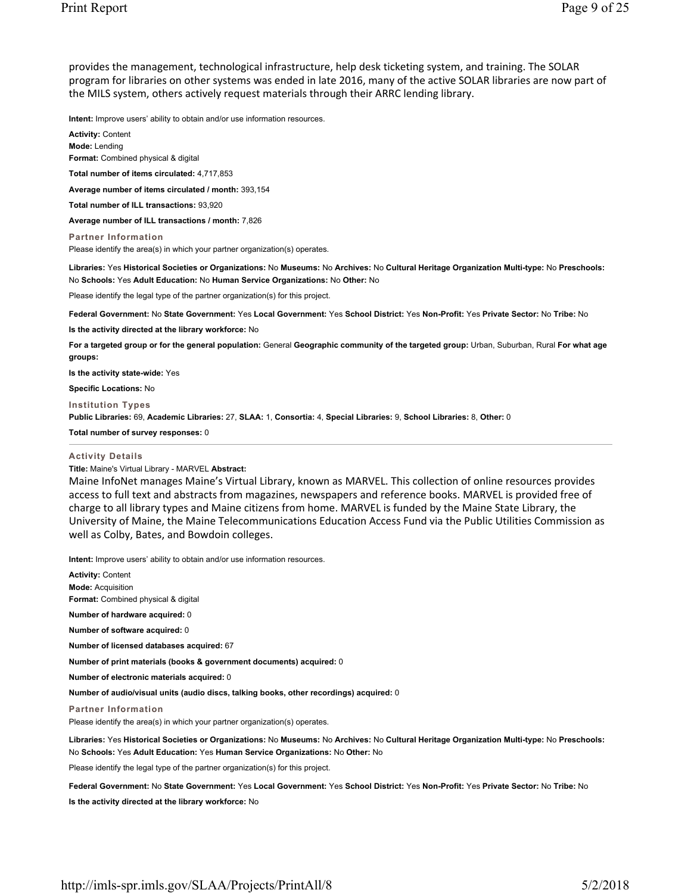provides the management, technological infrastructure, help desk ticketing system, and training. The SOLAR program for libraries on other systems was ended in late 2016, many of the active SOLAR libraries are now part of the MILS system, others actively request materials through their ARRC lending library.

**Intent:** Improve users' ability to obtain and/or use information resources.

**Activity:** Content
**Mode:** Lending
**Format:** Combined physical & digital

**Total number of items circulated:** 4,717,853

**Average number of items circulated / month:** 393,154

**Total number of ILL transactions:** 93,920

**Average number of ILL transactions / month:** 7,826

### Partner Information

Please identify the area(s) in which your partner organization(s) operates.

**Libraries:** Yes **Historical Societies or Organizations:** No **Museums:** No **Archives:** No **Cultural Heritage Organization Multi-type:** No **Preschools:** No **Schools:** Yes **Adult Education:** No **Human Service Organizations:** No **Other:** No

Please identify the legal type of the partner organization(s) for this project.

**Federal Government:** No **State Government:** Yes **Local Government:** Yes **School District:** Yes **Non-Profit:** Yes **Private Sector:** No **Tribe:** No

**Is the activity directed at the library workforce:** No

**For a targeted group or for the general population:** General **Geographic community of the targeted group:** Urban, Suburban, Rural **For what age groups:**

**Is the activity state-wide:** Yes

**Specific Locations:** No

### Institution Types

**Public Libraries:** 69, **Academic Libraries:** 27, **SLAA:** 1, **Consortia:** 4, **Special Libraries:** 9, **School Libraries:** 8, **Other:** 0

**Total number of survey responses:** 0

---

### Activity Details

**Title:** Maine's Virtual Library - MARVEL **Abstract:**

Maine InfoNet manages Maine's Virtual Library, known as MARVEL. This collection of online resources provides access to full text and abstracts from magazines, newspapers and reference books. MARVEL is provided free of charge to all library types and Maine citizens from home. MARVEL is funded by the Maine State Library, the University of Maine, the Maine Telecommunications Education Access Fund via the Public Utilities Commission as well as Colby, Bates, and Bowdoin colleges.

**Intent:** Improve users' ability to obtain and/or use information resources.

**Activity:** Content
**Mode:** Acquisition
**Format:** Combined physical & digital

**Number of hardware acquired:** 0

**Number of software acquired:** 0

**Number of licensed databases acquired:** 67

**Number of print materials (books & government documents) acquired:** 0

**Number of electronic materials acquired:** 0

**Number of audio/visual units (audio discs, talking books, other recordings) acquired:** 0

### Partner Information

Please identify the area(s) in which your partner organization(s) operates.

**Libraries:** Yes **Historical Societies or Organizations:** No **Museums:** No **Archives:** No **Cultural Heritage Organization Multi-type:** No **Preschools:** No **Schools:** Yes **Adult Education:** Yes **Human Service Organizations:** No **Other:** No

Please identify the legal type of the partner organization(s) for this project.

**Federal Government:** No **State Government:** Yes **Local Government:** Yes **School District:** Yes **Non-Profit:** Yes **Private Sector:** No **Tribe:** No

**Is the activity directed at the library workforce:** No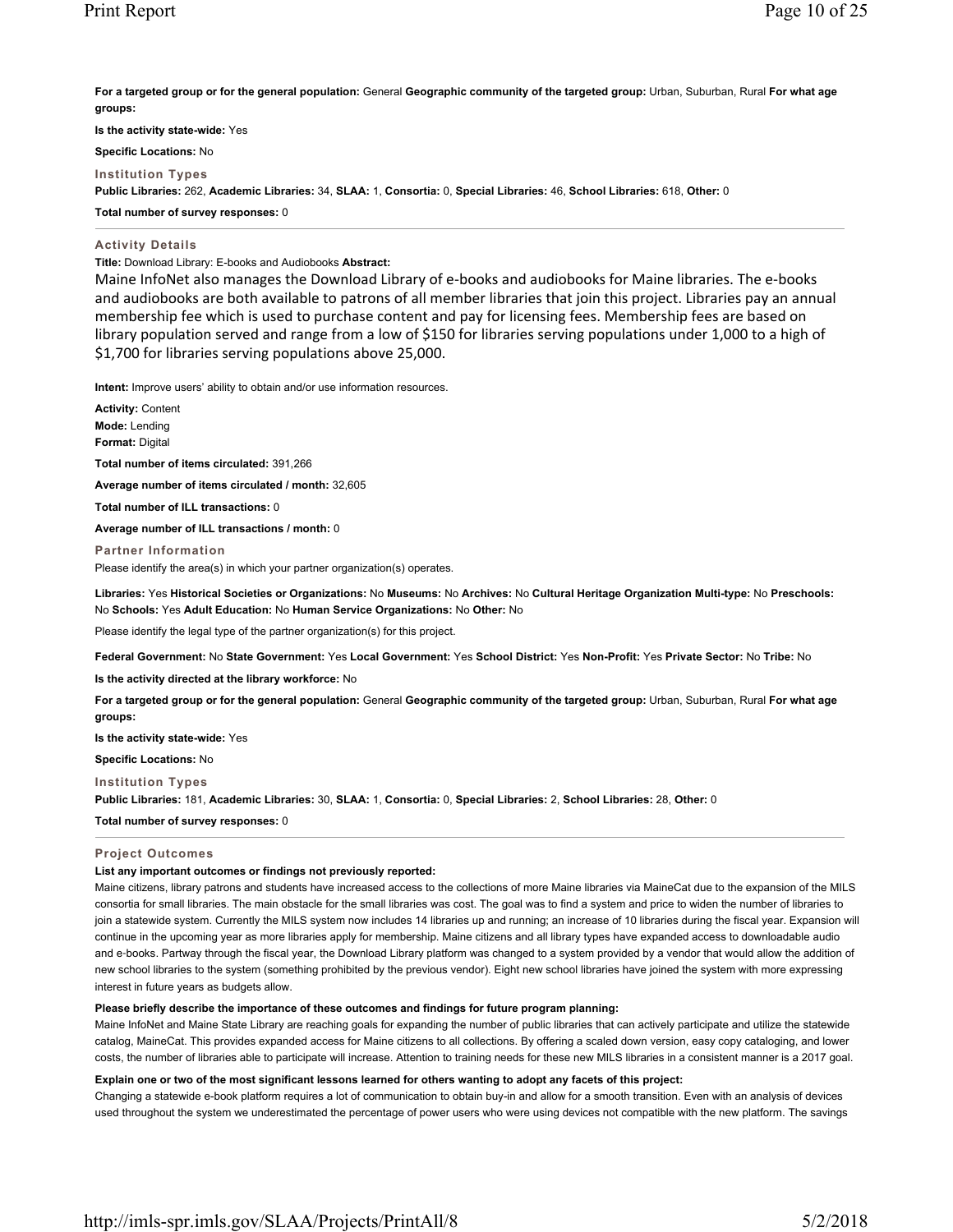**For a targeted group or for the general population:** General **Geographic community of the targeted group:** Urban, Suburban, Rural **For what age groups:**

**Is the activity state-wide:** Yes

**Specific Locations:** No

### Institution Types

**Public Libraries:** 262, **Academic Libraries:** 34, **SLAA:** 1, **Consortia:** 0, **Special Libraries:** 46, **School Libraries:** 618, **Other:** 0

**Total number of survey responses:** 0

---

### Activity Details

**Title:** Download Library: E-books and Audiobooks **Abstract:**

Maine InfoNet also manages the Download Library of e-books and audiobooks for Maine libraries. The e-books and audiobooks are both available to patrons of all member libraries that join this project. Libraries pay an annual membership fee which is used to purchase content and pay for licensing fees. Membership fees are based on library population served and range from a low of $150 for libraries serving populations under 1,000 to a high of $1,700 for libraries serving populations above 25,000.

**Intent:** Improve users' ability to obtain and/or use information resources.

**Activity:** Content

**Mode:** Lending

**Format:** Digital

**Total number of items circulated:** 391,266

**Average number of items circulated / month:** 32,605

**Total number of ILL transactions:** 0

**Average number of ILL transactions / month:** 0

### Partner Information

Please identify the area(s) in which your partner organization(s) operates.

**Libraries:** Yes **Historical Societies or Organizations:** No **Museums:** No **Archives:** No **Cultural Heritage Organization Multi-type:** No **Preschools:** No **Schools:** Yes **Adult Education:** No **Human Service Organizations:** No **Other:** No

Please identify the legal type of the partner organization(s) for this project.

**Federal Government:** No **State Government:** Yes **Local Government:** Yes **School District:** Yes **Non-Profit:** Yes **Private Sector:** No **Tribe:** No

**Is the activity directed at the library workforce:** No

**For a targeted group or for the general population:** General **Geographic community of the targeted group:** Urban, Suburban, Rural **For what age groups:**

**Is the activity state-wide:** Yes

**Specific Locations:** No

### Institution Types

**Public Libraries:** 181, **Academic Libraries:** 30, **SLAA:** 1, **Consortia:** 0, **Special Libraries:** 2, **School Libraries:** 28, **Other:** 0

**Total number of survey responses:** 0

---

### Project Outcomes

**List any important outcomes or findings not previously reported:**

Maine citizens, library patrons and students have increased access to the collections of more Maine libraries via MaineCat due to the expansion of the MILS consortia for small libraries. The main obstacle for the small libraries was cost. The goal was to find a system and price to widen the number of libraries to join a statewide system. Currently the MILS system now includes 14 libraries up and running; an increase of 10 libraries during the fiscal year. Expansion will continue in the upcoming year as more libraries apply for membership. Maine citizens and all library types have expanded access to downloadable audio and e-books. Partway through the fiscal year, the Download Library platform was changed to a system provided by a vendor that would allow the addition of new school libraries to the system (something prohibited by the previous vendor). Eight new school libraries have joined the system with more expressing interest in future years as budgets allow.

**Please briefly describe the importance of these outcomes and findings for future program planning:**

Maine InfoNet and Maine State Library are reaching goals for expanding the number of public libraries that can actively participate and utilize the statewide catalog, MaineCat. This provides expanded access for Maine citizens to all collections. By offering a scaled down version, easy copy cataloging, and lower costs, the number of libraries able to participate will increase. Attention to training needs for these new MILS libraries in a consistent manner is a 2017 goal.

**Explain one or two of the most significant lessons learned for others wanting to adopt any facets of this project:**

Changing a statewide e-book platform requires a lot of communication to obtain buy-in and allow for a smooth transition. Even with an analysis of devices used throughout the system we underestimated the percentage of power users who were using devices not compatible with the new platform. The savings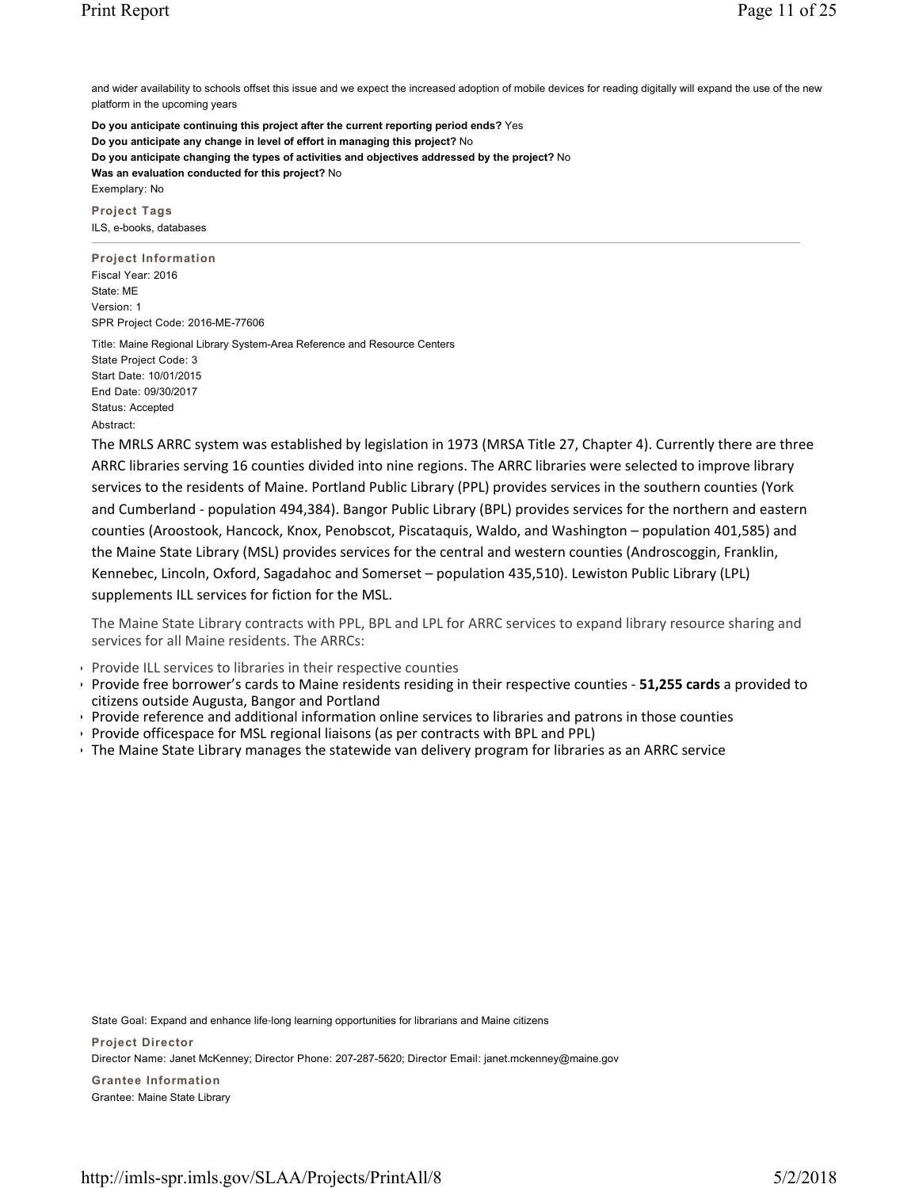and wider availability to schools offset this issue and we expect the increased adoption of mobile devices for reading digitally will expand the use of the new platform in the upcoming years

**Do you anticipate continuing this project after the current reporting period ends?** Yes
**Do you anticipate any change in level of effort in managing this project?** No
**Do you anticipate changing the types of activities and objectives addressed by the project?** No
**Was an evaluation conducted for this project?** No
Exemplary: No

**Project Tags**

ILS, e-books, databases

---

**Project Information**

Fiscal Year: 2016
State: ME
Version: 1
SPR Project Code: 2016-ME-77606

Title: Maine Regional Library System-Area Reference and Resource Centers
State Project Code: 3
Start Date: 10/01/2015
End Date: 09/30/2017
Status: Accepted
Abstract:

The MRLS ARRC system was established by legislation in 1973 (MRSA Title 27, Chapter 4). Currently there are three ARRC libraries serving 16 counties divided into nine regions. The ARRC libraries were selected to improve library services to the residents of Maine. Portland Public Library (PPL) provides services in the southern counties (York and Cumberland - population 494,384). Bangor Public Library (BPL) provides services for the northern and eastern counties (Aroostook, Hancock, Knox, Penobscot, Piscataquis, Waldo, and Washington – population 401,585) and the Maine State Library (MSL) provides services for the central and western counties (Androscoggin, Franklin, Kennebec, Lincoln, Oxford, Sagadahoc and Somerset – population 435,510). Lewiston Public Library (LPL) supplements ILL services for fiction for the MSL.

The Maine State Library contracts with PPL, BPL and LPL for ARRC services to expand library resource sharing and services for all Maine residents. The ARRCs:

- Provide ILL services to libraries in their respective counties
- Provide free borrower's cards to Maine residents residing in their respective counties - **51,255 cards** a provided to citizens outside Augusta, Bangor and Portland
- Provide reference and additional information online services to libraries and patrons in those counties
- Provide officespace for MSL regional liaisons (as per contracts with BPL and PPL)
- The Maine State Library manages the statewide van delivery program for libraries as an ARRC service

State Goal: Expand and enhance life-long learning opportunities for librarians and Maine citizens

**Project Director**

Director Name: Janet McKenney; Director Phone: 207-287-5620; Director Email: janet.mckenney@maine.gov

**Grantee Information**

Grantee: Maine State Library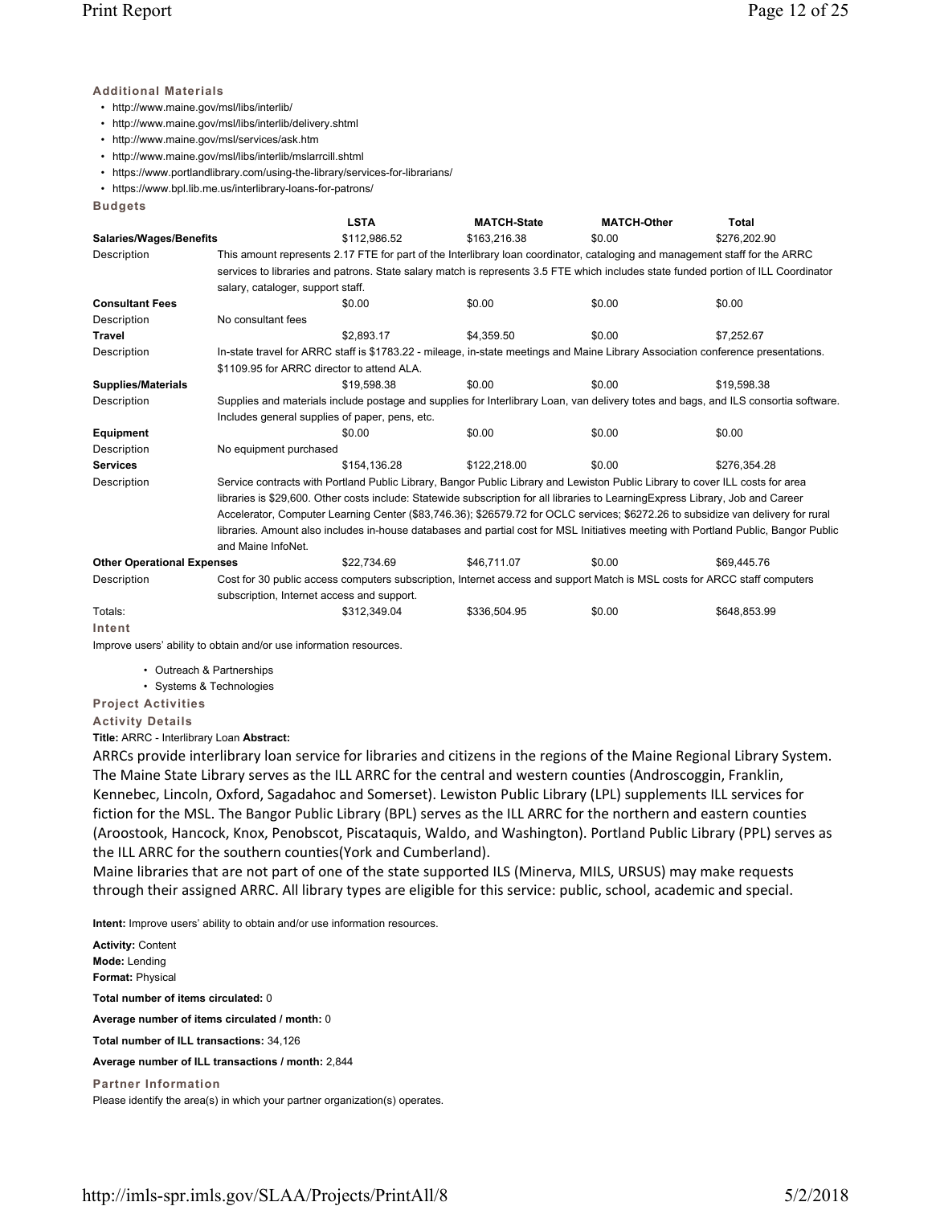### Additional Materials

- http://www.maine.gov/msl/libs/interlib/
- http://www.maine.gov/msl/libs/interlib/delivery.shtml
- http://www.maine.gov/msl/services/ask.htm
- http://www.maine.gov/msl/libs/interlib/mslarrcill.shtml
- https://www.portlandlibrary.com/using-the-library/services-for-librarians/
- https://www.bpl.lib.me.us/interlibrary-loans-for-patrons/

### Budgets

| | LSTA | MATCH-State | MATCH-Other | Total |
|---|---|---|---|---|
| **Salaries/Wages/Benefits** | $112,986.52 | $163,216.38 | $0.00 | $276,202.90 |
| Description | This amount represents 2.17 FTE for part of the Interlibrary loan coordinator, cataloging and management staff for the ARRC services to libraries and patrons. State salary match is represents 3.5 FTE which includes state funded portion of ILL Coordinator salary, cataloger, support staff. | | | |
| **Consultant Fees** | $0.00 | $0.00 | $0.00 | $0.00 |
| Description | No consultant fees | | | |
| **Travel** | $2,893.17 | $4,359.50 | $0.00 | $7,252.67 |
| Description | In-state travel for ARRC staff is $1783.22 - mileage, in-state meetings and Maine Library Association conference presentations. $1109.95 for ARRC director to attend ALA. | | | |
| **Supplies/Materials** | $19,598.38 | $0.00 | $0.00 | $19,598.38 |
| Description | Supplies and materials include postage and supplies for Interlibrary Loan, van delivery totes and bags, and ILS consortia software. Includes general supplies of paper, pens, etc. | | | |
| **Equipment** | $0.00 | $0.00 | $0.00 | $0.00 |
| Description | No equipment purchased | | | |
| **Services** | $154,136.28 | $122,218.00 | $0.00 | $276,354.28 |
| Description | Service contracts with Portland Public Library, Bangor Public Library and Lewiston Public Library to cover ILL costs for area libraries is $29,600. Other costs include: Statewide subscription for all libraries to LearningExpress Library, Job and Career Accelerator, Computer Learning Center ($83,746.36); $26579.72 for OCLC services; $6272.26 to subsidize van delivery for rural libraries. Amount also includes in-house databases and partial cost for MSL Initiatives meeting with Portland Public, Bangor Public and Maine InfoNet. | | | |
| **Other Operational Expenses** | $22,734.69 | $46,711.07 | $0.00 | $69,445.76 |
| Description | Cost for 30 public access computers subscription, Internet access and support Match is MSL costs for ARCC staff computers subscription, Internet access and support. | | | |
| Totals: | $312,349.04 | $336,504.95 | $0.00 | $648,853.99 |

### Intent

Improve users' ability to obtain and/or use information resources.

- Outreach & Partnerships
- Systems & Technologies

### Project Activities

### Activity Details

**Title:** ARRC - Interlibrary Loan **Abstract:**

ARRCs provide interlibrary loan service for libraries and citizens in the regions of the Maine Regional Library System. The Maine State Library serves as the ILL ARRC for the central and western counties (Androscoggin, Franklin, Kennebec, Lincoln, Oxford, Sagadahoc and Somerset). Lewiston Public Library (LPL) supplements ILL services for fiction for the MSL. The Bangor Public Library (BPL) serves as the ILL ARRC for the northern and eastern counties (Aroostook, Hancock, Knox, Penobscot, Piscataquis, Waldo, and Washington). Portland Public Library (PPL) serves as the ILL ARRC for the southern counties(York and Cumberland).
Maine libraries that are not part of one of the state supported ILS (Minerva, MILS, URSUS) may make requests through their assigned ARRC. All library types are eligible for this service: public, school, academic and special.

**Intent:** Improve users' ability to obtain and/or use information resources.

**Activity:** Content
**Mode:** Lending
**Format:** Physical

**Total number of items circulated:** 0

**Average number of items circulated / month:** 0

**Total number of ILL transactions:** 34,126

**Average number of ILL transactions / month:** 2,844

### Partner Information

Please identify the area(s) in which your partner organization(s) operates.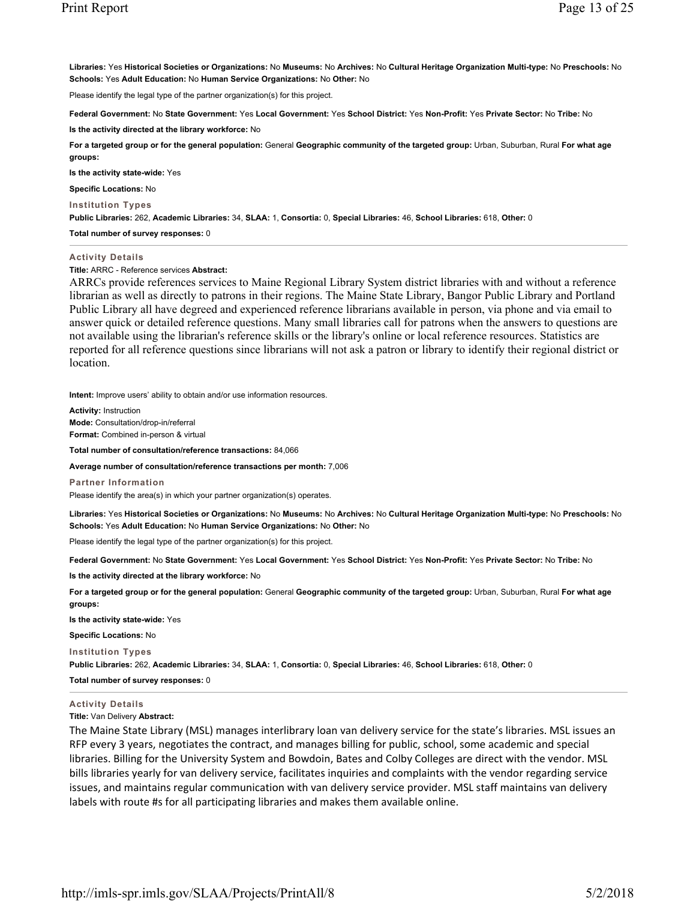**Libraries:** Yes **Historical Societies or Organizations:** No **Museums:** No **Archives:** No **Cultural Heritage Organization Multi-type:** No **Preschools:** No **Schools:** Yes **Adult Education:** No **Human Service Organizations:** No **Other:** No

Please identify the legal type of the partner organization(s) for this project.

**Federal Government:** No **State Government:** Yes **Local Government:** Yes **School District:** Yes **Non-Profit:** Yes **Private Sector:** No **Tribe:** No

**Is the activity directed at the library workforce:** No

**For a targeted group or for the general population:** General **Geographic community of the targeted group:** Urban, Suburban, Rural **For what age groups:**

**Is the activity state-wide:** Yes

**Specific Locations:** No

### Institution Types

**Public Libraries:** 262, **Academic Libraries:** 34, **SLAA:** 1, **Consortia:** 0, **Special Libraries:** 46, **School Libraries:** 618, **Other:** 0

**Total number of survey responses:** 0

---

### Activity Details

**Title:** ARRC - Reference services **Abstract:**

ARRCs provide references services to Maine Regional Library System district libraries with and without a reference librarian as well as directly to patrons in their regions. The Maine State Library, Bangor Public Library and Portland Public Library all have degreed and experienced reference librarians available in person, via phone and via email to answer quick or detailed reference questions. Many small libraries call for patrons when the answers to questions are not available using the librarian's reference skills or the library's online or local reference resources. Statistics are reported for all reference questions since librarians will not ask a patron or library to identify their regional district or location.

**Intent:** Improve users' ability to obtain and/or use information resources.

**Activity:** Instruction
**Mode:** Consultation/drop-in/referral
**Format:** Combined in-person & virtual

**Total number of consultation/reference transactions:** 84,066

**Average number of consultation/reference transactions per month:** 7,006

### Partner Information

Please identify the area(s) in which your partner organization(s) operates.

**Libraries:** Yes **Historical Societies or Organizations:** No **Museums:** No **Archives:** No **Cultural Heritage Organization Multi-type:** No **Preschools:** No **Schools:** Yes **Adult Education:** No **Human Service Organizations:** No **Other:** No

Please identify the legal type of the partner organization(s) for this project.

**Federal Government:** No **State Government:** Yes **Local Government:** Yes **School District:** Yes **Non-Profit:** Yes **Private Sector:** No **Tribe:** No

**Is the activity directed at the library workforce:** No

**For a targeted group or for the general population:** General **Geographic community of the targeted group:** Urban, Suburban, Rural **For what age groups:**

**Is the activity state-wide:** Yes

**Specific Locations:** No

### Institution Types

**Public Libraries:** 262, **Academic Libraries:** 34, **SLAA:** 1, **Consortia:** 0, **Special Libraries:** 46, **School Libraries:** 618, **Other:** 0

**Total number of survey responses:** 0

---

### Activity Details

**Title:** Van Delivery **Abstract:**

The Maine State Library (MSL) manages interlibrary loan van delivery service for the state's libraries. MSL issues an RFP every 3 years, negotiates the contract, and manages billing for public, school, some academic and special libraries. Billing for the University System and Bowdoin, Bates and Colby Colleges are direct with the vendor. MSL bills libraries yearly for van delivery service, facilitates inquiries and complaints with the vendor regarding service issues, and maintains regular communication with van delivery service provider. MSL staff maintains van delivery labels with route #s for all participating libraries and makes them available online.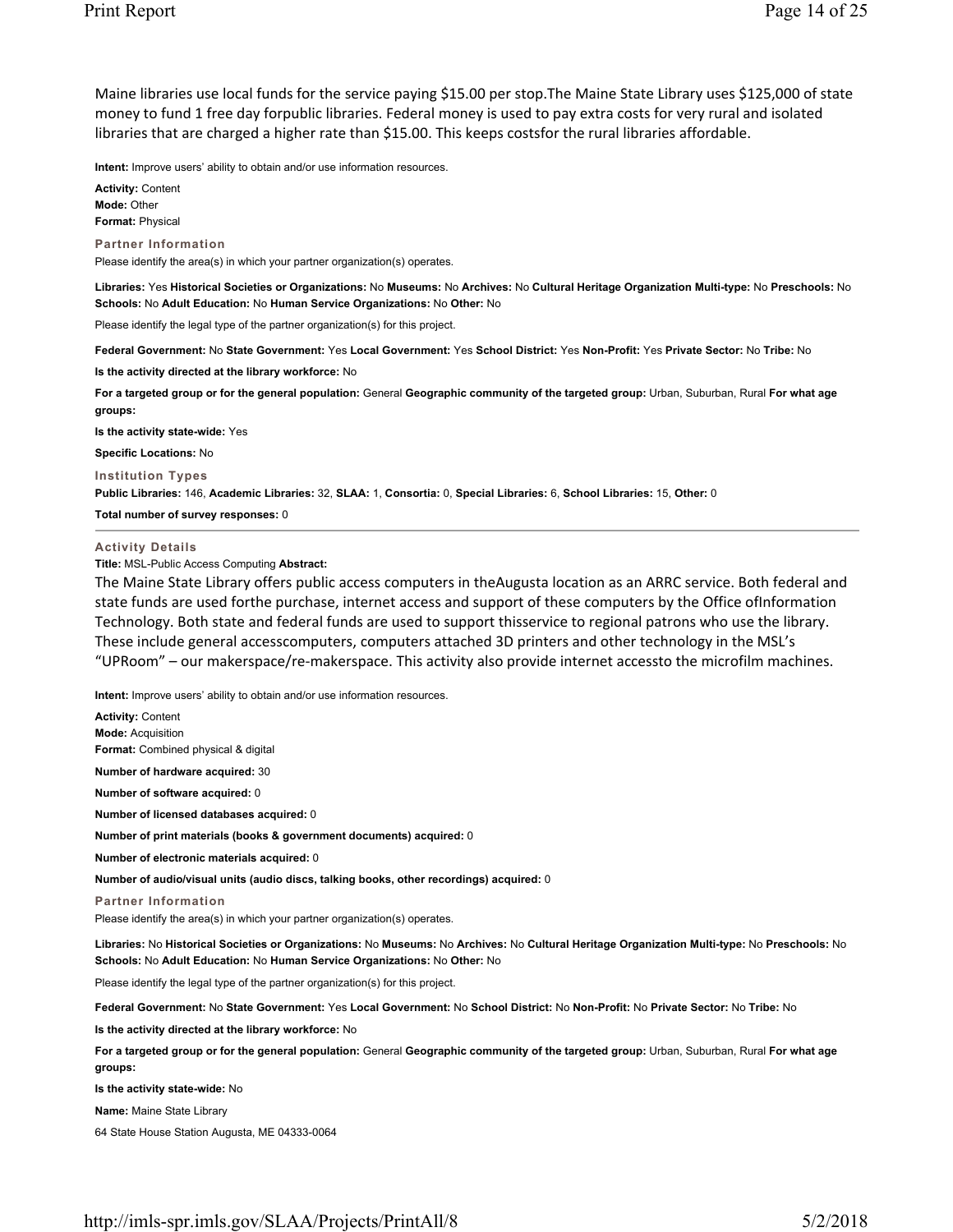Maine libraries use local funds for the service paying $15.00 per stop.The Maine State Library uses $125,000 of state money to fund 1 free day forpublic libraries. Federal money is used to pay extra costs for very rural and isolated libraries that are charged a higher rate than $15.00. This keeps costsfor the rural libraries affordable.

**Intent:** Improve users' ability to obtain and/or use information resources.

**Activity:** Content
**Mode:** Other
**Format:** Physical

**Partner Information**

Please identify the area(s) in which your partner organization(s) operates.

**Libraries:** Yes **Historical Societies or Organizations:** No **Museums:** No **Archives:** No **Cultural Heritage Organization Multi-type:** No **Preschools:** No **Schools:** No **Adult Education:** No **Human Service Organizations:** No **Other:** No

Please identify the legal type of the partner organization(s) for this project.

**Federal Government:** No **State Government:** Yes **Local Government:** Yes **School District:** Yes **Non-Profit:** Yes **Private Sector:** No **Tribe:** No

**Is the activity directed at the library workforce:** No

**For a targeted group or for the general population:** General **Geographic community of the targeted group:** Urban, Suburban, Rural **For what age groups:**

**Is the activity state-wide:** Yes

**Specific Locations:** No

**Institution Types**

**Public Libraries:** 146, **Academic Libraries:** 32, **SLAA:** 1, **Consortia:** 0, **Special Libraries:** 6, **School Libraries:** 15, **Other:** 0

**Total number of survey responses:** 0

---

**Activity Details**

**Title:** MSL-Public Access Computing **Abstract:**

The Maine State Library offers public access computers in theAugusta location as an ARRC service. Both federal and state funds are used forthe purchase, internet access and support of these computers by the Office ofInformation Technology. Both state and federal funds are used to support thisservice to regional patrons who use the library. These include general accesscomputers, computers attached 3D printers and other technology in the MSL's "UPRoom" – our makerspace/re-makerspace. This activity also provide internet accessto the microfilm machines.

**Intent:** Improve users' ability to obtain and/or use information resources.

**Activity:** Content
**Mode:** Acquisition
**Format:** Combined physical & digital

**Number of hardware acquired:** 30

**Number of software acquired:** 0

**Number of licensed databases acquired:** 0

**Number of print materials (books & government documents) acquired:** 0

**Number of electronic materials acquired:** 0

**Number of audio/visual units (audio discs, talking books, other recordings) acquired:** 0

**Partner Information**

Please identify the area(s) in which your partner organization(s) operates.

**Libraries:** No **Historical Societies or Organizations:** No **Museums:** No **Archives:** No **Cultural Heritage Organization Multi-type:** No **Preschools:** No **Schools:** No **Adult Education:** No **Human Service Organizations:** No **Other:** No

Please identify the legal type of the partner organization(s) for this project.

**Federal Government:** No **State Government:** Yes **Local Government:** No **School District:** No **Non-Profit:** No **Private Sector:** No **Tribe:** No

**Is the activity directed at the library workforce:** No

**For a targeted group or for the general population:** General **Geographic community of the targeted group:** Urban, Suburban, Rural **For what age groups:**

**Is the activity state-wide:** No

**Name:** Maine State Library

64 State House Station Augusta, ME 04333-0064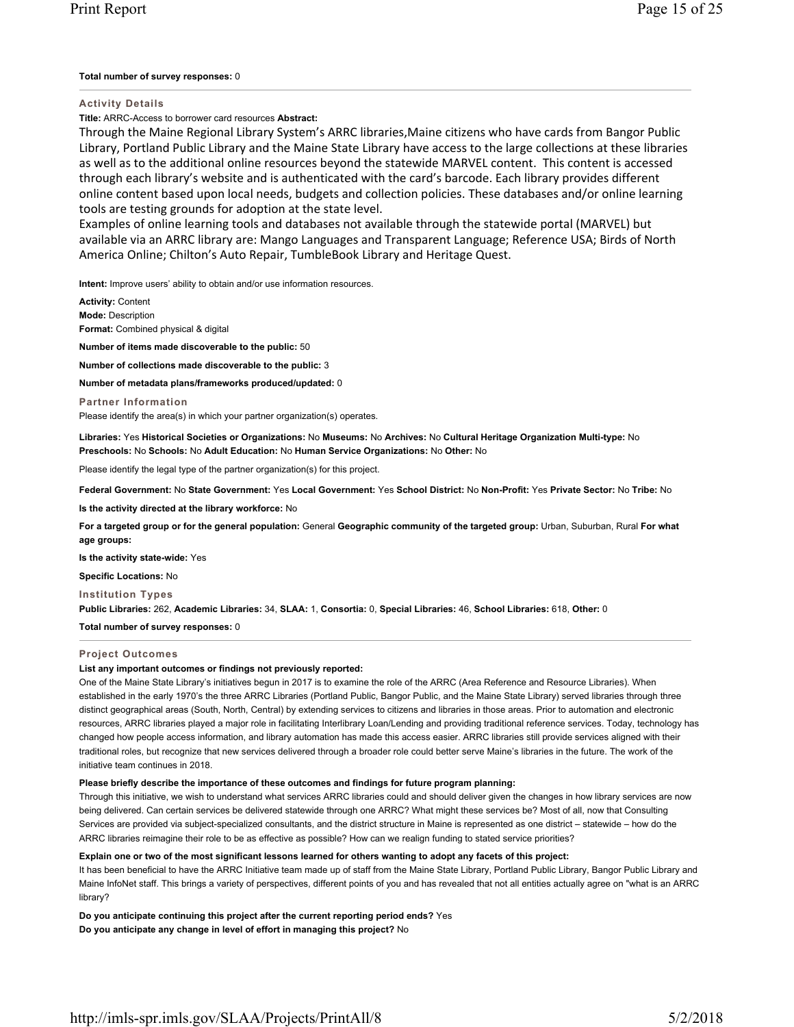**Total number of survey responses:** 0

### Activity Details

**Title:** ARRC-Access to borrower card resources **Abstract:**

Through the Maine Regional Library System's ARRC libraries,Maine citizens who have cards from Bangor Public Library, Portland Public Library and the Maine State Library have access to the large collections at these libraries as well as to the additional online resources beyond the statewide MARVEL content. This content is accessed through each library's website and is authenticated with the card's barcode. Each library provides different online content based upon local needs, budgets and collection policies. These databases and/or online learning tools are testing grounds for adoption at the state level.

Examples of online learning tools and databases not available through the statewide portal (MARVEL) but available via an ARRC library are: Mango Languages and Transparent Language; Reference USA; Birds of North America Online; Chilton's Auto Repair, TumbleBook Library and Heritage Quest.

**Intent:** Improve users' ability to obtain and/or use information resources.

**Activity:** Content

**Mode:** Description

**Format:** Combined physical & digital

**Number of items made discoverable to the public:** 50

**Number of collections made discoverable to the public:** 3

**Number of metadata plans/frameworks produced/updated:** 0

### Partner Information

Please identify the area(s) in which your partner organization(s) operates.

**Libraries:** Yes **Historical Societies or Organizations:** No **Museums:** No **Archives:** No **Cultural Heritage Organization Multi-type:** No **Preschools:** No **Schools:** No **Adult Education:** No **Human Service Organizations:** No **Other:** No

Please identify the legal type of the partner organization(s) for this project.

**Federal Government:** No **State Government:** Yes **Local Government:** Yes **School District:** No **Non-Profit:** Yes **Private Sector:** No **Tribe:** No

**Is the activity directed at the library workforce:** No

**For a targeted group or for the general population:** General **Geographic community of the targeted group:** Urban, Suburban, Rural **For what age groups:**

**Is the activity state-wide:** Yes

**Specific Locations:** No

### Institution Types

**Public Libraries:** 262, **Academic Libraries:** 34, **SLAA:** 1, **Consortia:** 0, **Special Libraries:** 46, **School Libraries:** 618, **Other:** 0

**Total number of survey responses:** 0

### Project Outcomes

**List any important outcomes or findings not previously reported:**

One of the Maine State Library's initiatives begun in 2017 is to examine the role of the ARRC (Area Reference and Resource Libraries). When established in the early 1970's the three ARRC Libraries (Portland Public, Bangor Public, and the Maine State Library) served libraries through three distinct geographical areas (South, North, Central) by extending services to citizens and libraries in those areas. Prior to automation and electronic resources, ARRC libraries played a major role in facilitating Interlibrary Loan/Lending and providing traditional reference services. Today, technology has changed how people access information, and library automation has made this access easier. ARRC libraries still provide services aligned with their traditional roles, but recognize that new services delivered through a broader role could better serve Maine's libraries in the future. The work of the initiative team continues in 2018.

**Please briefly describe the importance of these outcomes and findings for future program planning:**

Through this initiative, we wish to understand what services ARRC libraries could and should deliver given the changes in how library services are now being delivered. Can certain services be delivered statewide through one ARRC? What might these services be? Most of all, now that Consulting Services are provided via subject-specialized consultants, and the district structure in Maine is represented as one district – statewide – how do the ARRC libraries reimagine their role to be as effective as possible? How can we realign funding to stated service priorities?

**Explain one or two of the most significant lessons learned for others wanting to adopt any facets of this project:**

It has been beneficial to have the ARRC Initiative team made up of staff from the Maine State Library, Portland Public Library, Bangor Public Library and Maine InfoNet staff. This brings a variety of perspectives, different points of you and has revealed that not all entities actually agree on "what is an ARRC library?

**Do you anticipate continuing this project after the current reporting period ends?** Yes

**Do you anticipate any change in level of effort in managing this project?** No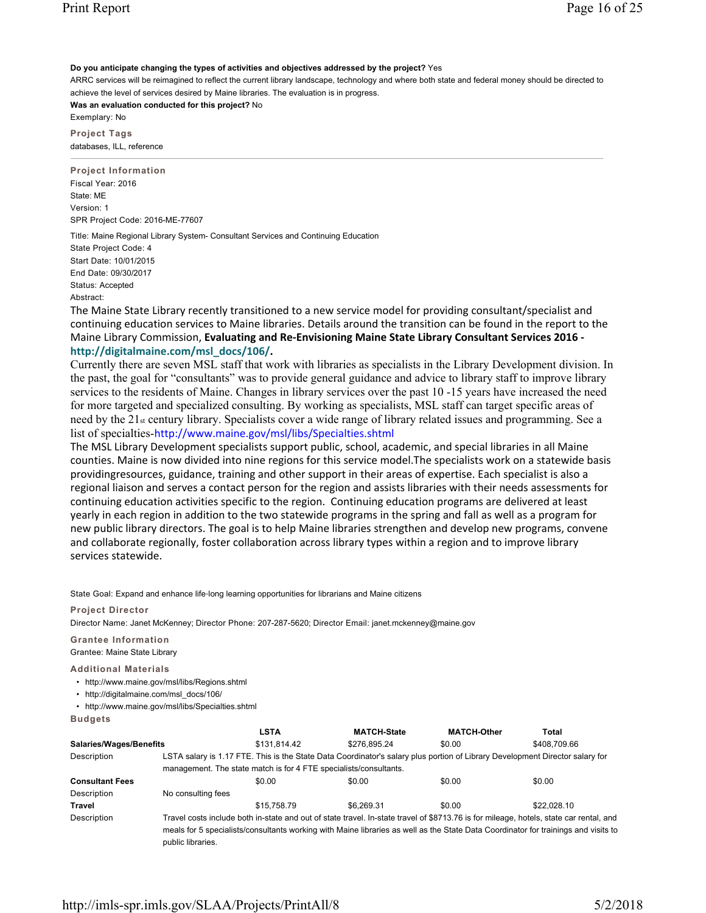**Do you anticipate changing the types of activities and objectives addressed by the project?** Yes

ARRC services will be reimagined to reflect the current library landscape, technology and where both state and federal money should be directed to achieve the level of services desired by Maine libraries. The evaluation is in progress.

**Was an evaluation conducted for this project?** No

Exemplary: No

### Project Tags

databases, ILL, reference

---

### Project Information

Fiscal Year: 2016

State: ME

Version: 1

SPR Project Code: 2016-ME-77607

Title: Maine Regional Library System- Consultant Services and Continuing Education

State Project Code: 4

Start Date: 10/01/2015

End Date: 09/30/2017

Status: Accepted

Abstract:

The Maine State Library recently transitioned to a new service model for providing consultant/specialist and continuing education services to Maine libraries. Details around the transition can be found in the report to the Maine Library Commission, **Evaluating and Re-Envisioning Maine State Library Consultant Services 2016 - http://digitalmaine.com/msl_docs/106/.**

Currently there are seven MSL staff that work with libraries as specialists in the Library Development division. In the past, the goal for "consultants" was to provide general guidance and advice to library staff to improve library services to the residents of Maine. Changes in library services over the past 10 -15 years have increased the need for more targeted and specialized consulting. By working as specialists, MSL staff can target specific areas of need by the 21st century library. Specialists cover a wide range of library related issues and programming. See a list of specialties-http://www.maine.gov/msl/libs/Specialties.shtml

The MSL Library Development specialists support public, school, academic, and special libraries in all Maine counties. Maine is now divided into nine regions for this service model.The specialists work on a statewide basis providingresources, guidance, training and other support in their areas of expertise. Each specialist is also a regional liaison and serves a contact person for the region and assists libraries with their needs assessments for continuing education activities specific to the region. Continuing education programs are delivered at least yearly in each region in addition to the two statewide programs in the spring and fall as well as a program for new public library directors. The goal is to help Maine libraries strengthen and develop new programs, convene and collaborate regionally, foster collaboration across library types within a region and to improve library services statewide.

State Goal: Expand and enhance life-long learning opportunities for librarians and Maine citizens

### Project Director

Director Name: Janet McKenney; Director Phone: 207-287-5620; Director Email: janet.mckenney@maine.gov

### Grantee Information

Grantee: Maine State Library

### Additional Materials

- http://www.maine.gov/msl/libs/Regions.shtml
- http://digitalmaine.com/msl_docs/106/
- http://www.maine.gov/msl/libs/Specialties.shtml

### Budgets

| | LSTA | MATCH-State | MATCH-Other | Total |
|---|---|---|---|---|
| **Salaries/Wages/Benefits** | $131,814.42 | $276,895.24 | $0.00 | $408,709.66 |
| Description | LSTA salary is 1.17 FTE. This is the State Data Coordinator's salary plus portion of Library Development Director salary for management. The state match is for 4 FTE specialists/consultants. | | | |
| **Consultant Fees** | $0.00 | $0.00 | $0.00 | $0.00 |
| Description | No consulting fees | | | |
| **Travel** | $15,758.79 | $6,269.31 | $0.00 | $22,028.10 |
| Description | Travel costs include both in-state and out of state travel. In-state travel of $8713.76 is for mileage, hotels, state car rental, and meals for 5 specialists/consultants working with Maine libraries as well as the State Data Coordinator for trainings and visits to public libraries. | | | |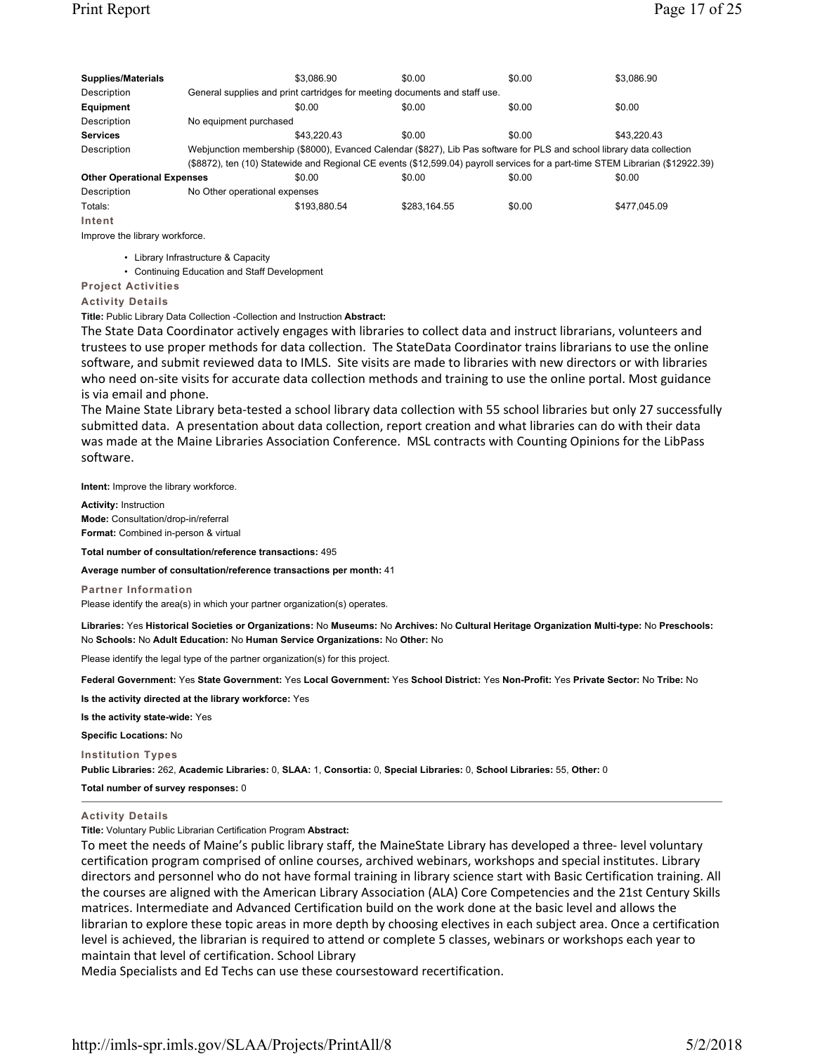| | | | | |
|---|---|---|---|---|
| **Supplies/Materials** | $3,086.90 | $0.00 | $0.00 | $3,086.90 |
| Description | General supplies and print cartridges for meeting documents and staff use. | | | |
| **Equipment** | $0.00 | $0.00 | $0.00 | $0.00 |
| Description | No equipment purchased | | | |
| **Services** | $43,220.43 | $0.00 | $0.00 | $43,220.43 |
| Description | Webjunction membership ($8000), Evanced Calendar ($827), Lib Pas software for PLS and school library data collection ($8872), ten (10) Statewide and Regional CE events ($12,599.04) payroll services for a part-time STEM Librarian ($12922.39) | | | |
| **Other Operational Expenses** | $0.00 | $0.00 | $0.00 | $0.00 |
| Description | No Other operational expenses | | | |
| Totals: | $193,880.54 | $283,164.55 | $0.00 | $477,045.09 |

**Intent**

Improve the library workforce.

- Library Infrastructure & Capacity
- Continuing Education and Staff Development

**Project Activities**

**Activity Details**

**Title:** Public Library Data Collection -Collection and Instruction **Abstract:**

The State Data Coordinator actively engages with libraries to collect data and instruct librarians, volunteers and trustees to use proper methods for data collection. The StateData Coordinator trains librarians to use the online software, and submit reviewed data to IMLS. Site visits are made to libraries with new directors or with libraries who need on-site visits for accurate data collection methods and training to use the online portal. Most guidance is via email and phone.

The Maine State Library beta-tested a school library data collection with 55 school libraries but only 27 successfully submitted data. A presentation about data collection, report creation and what libraries can do with their data was made at the Maine Libraries Association Conference. MSL contracts with Counting Opinions for the LibPass software.

**Intent:** Improve the library workforce.

**Activity:** Instruction
**Mode:** Consultation/drop-in/referral
**Format:** Combined in-person & virtual

**Total number of consultation/reference transactions:** 495

**Average number of consultation/reference transactions per month:** 41

**Partner Information**

Please identify the area(s) in which your partner organization(s) operates.

**Libraries:** Yes **Historical Societies or Organizations:** No **Museums:** No **Archives:** No **Cultural Heritage Organization Multi-type:** No **Preschools:** No **Schools:** No **Adult Education:** No **Human Service Organizations:** No **Other:** No

Please identify the legal type of the partner organization(s) for this project.

**Federal Government:** Yes **State Government:** Yes **Local Government:** Yes **School District:** Yes **Non-Profit:** Yes **Private Sector:** No **Tribe:** No

**Is the activity directed at the library workforce:** Yes

**Is the activity state-wide:** Yes

**Specific Locations:** No

**Institution Types**

**Public Libraries:** 262, **Academic Libraries:** 0, **SLAA:** 1, **Consortia:** 0, **Special Libraries:** 0, **School Libraries:** 55, **Other:** 0

**Total number of survey responses:** 0

---

**Activity Details**

**Title:** Voluntary Public Librarian Certification Program **Abstract:**

To meet the needs of Maine's public library staff, the MaineState Library has developed a three- level voluntary certification program comprised of online courses, archived webinars, workshops and special institutes. Library directors and personnel who do not have formal training in library science start with Basic Certification training. All the courses are aligned with the American Library Association (ALA) Core Competencies and the 21st Century Skills matrices. Intermediate and Advanced Certification build on the work done at the basic level and allows the librarian to explore these topic areas in more depth by choosing electives in each subject area. Once a certification level is achieved, the librarian is required to attend or complete 5 classes, webinars or workshops each year to maintain that level of certification. School Library
Media Specialists and Ed Techs can use these coursestoward recertification.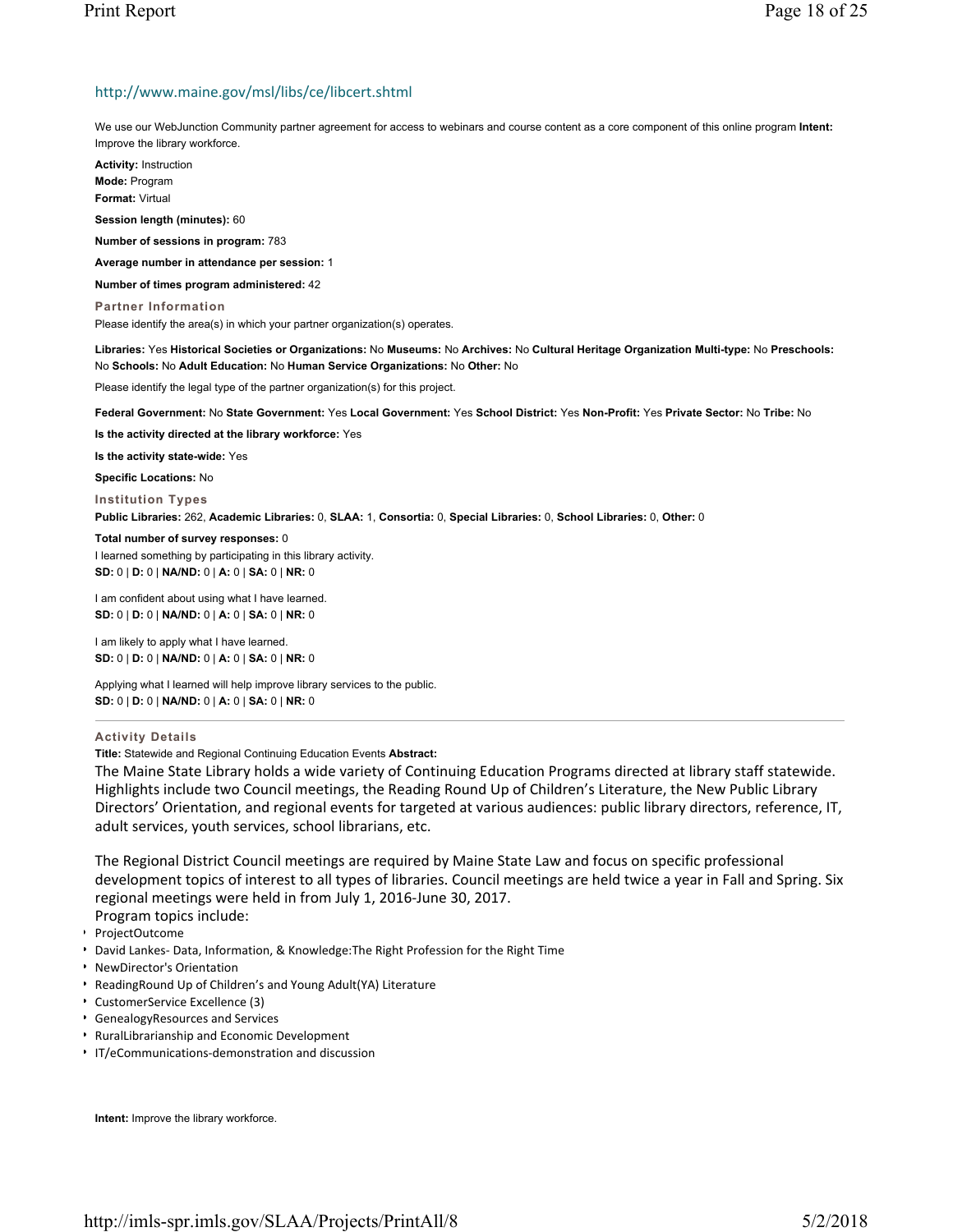http://www.maine.gov/msl/libs/ce/libcert.shtml

We use our WebJunction Community partner agreement for access to webinars and course content as a core component of this online program **Intent:** Improve the library workforce.

**Activity:** Instruction
**Mode:** Program
**Format:** Virtual

**Session length (minutes):** 60

**Number of sessions in program:** 783

**Average number in attendance per session:** 1

**Number of times program administered:** 42

### Partner Information

Please identify the area(s) in which your partner organization(s) operates.

**Libraries:** Yes **Historical Societies or Organizations:** No **Museums:** No **Archives:** No **Cultural Heritage Organization Multi-type:** No **Preschools:** No **Schools:** No **Adult Education:** No **Human Service Organizations:** No **Other:** No

Please identify the legal type of the partner organization(s) for this project.

**Federal Government:** No **State Government:** Yes **Local Government:** Yes **School District:** Yes **Non-Profit:** Yes **Private Sector:** No **Tribe:** No

**Is the activity directed at the library workforce:** Yes

**Is the activity state-wide:** Yes

**Specific Locations:** No

### Institution Types

**Public Libraries:** 262, **Academic Libraries:** 0, **SLAA:** 1, **Consortia:** 0, **Special Libraries:** 0, **School Libraries:** 0, **Other:** 0

**Total number of survey responses:** 0

I learned something by participating in this library activity.
**SD:** 0 | **D:** 0 | **NA/ND:** 0 | **A:** 0 | **SA:** 0 | **NR:** 0

I am confident about using what I have learned.
**SD:** 0 | **D:** 0 | **NA/ND:** 0 | **A:** 0 | **SA:** 0 | **NR:** 0

I am likely to apply what I have learned.
**SD:** 0 | **D:** 0 | **NA/ND:** 0 | **A:** 0 | **SA:** 0 | **NR:** 0

Applying what I learned will help improve library services to the public.
**SD:** 0 | **D:** 0 | **NA/ND:** 0 | **A:** 0 | **SA:** 0 | **NR:** 0

---

### Activity Details

**Title:** Statewide and Regional Continuing Education Events **Abstract:**

The Maine State Library holds a wide variety of Continuing Education Programs directed at library staff statewide. Highlights include two Council meetings, the Reading Round Up of Children's Literature, the New Public Library Directors' Orientation, and regional events for targeted at various audiences: public library directors, reference, IT, adult services, youth services, school librarians, etc.

The Regional District Council meetings are required by Maine State Law and focus on specific professional development topics of interest to all types of libraries. Council meetings are held twice a year in Fall and Spring. Six regional meetings were held in from July 1, 2016-June 30, 2017.
Program topics include:

- ProjectOutcome
- David Lankes- Data, Information, & Knowledge:The Right Profession for the Right Time
- NewDirector's Orientation
- ReadingRound Up of Children's and Young Adult(YA) Literature
- CustomerService Excellence (3)
- GenealogyResources and Services
- RuralLibrarianship and Economic Development
- IT/eCommunications-demonstration and discussion

**Intent:** Improve the library workforce.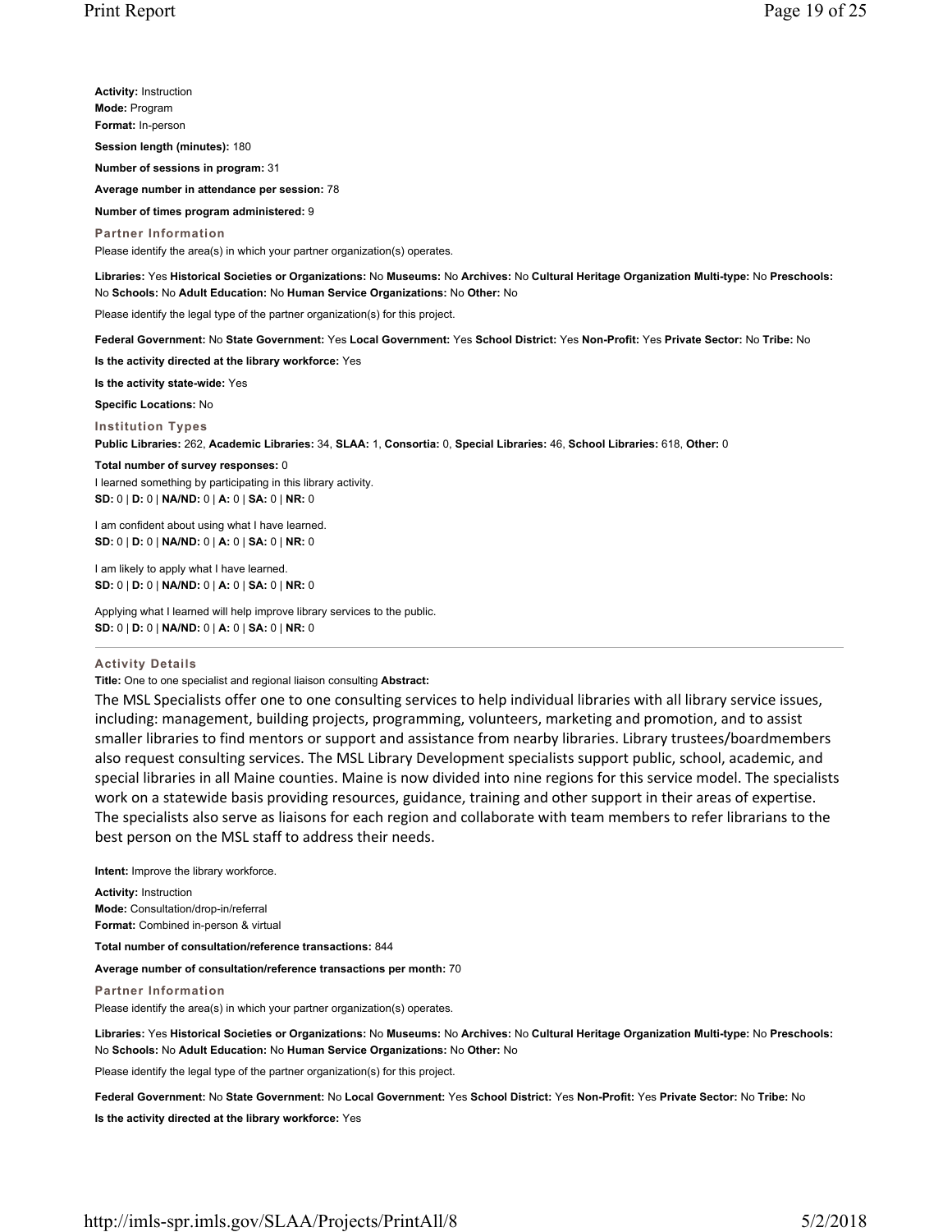**Activity:** Instruction
**Mode:** Program
**Format:** In-person

**Session length (minutes):** 180

**Number of sessions in program:** 31

**Average number in attendance per session:** 78

**Number of times program administered:** 9

**Partner Information**

Please identify the area(s) in which your partner organization(s) operates.

**Libraries:** Yes **Historical Societies or Organizations:** No **Museums:** No **Archives:** No **Cultural Heritage Organization Multi-type:** No **Preschools:** No **Schools:** No **Adult Education:** No **Human Service Organizations:** No **Other:** No

Please identify the legal type of the partner organization(s) for this project.

**Federal Government:** No **State Government:** Yes **Local Government:** Yes **School District:** Yes **Non-Profit:** Yes **Private Sector:** No **Tribe:** No

**Is the activity directed at the library workforce:** Yes

**Is the activity state-wide:** Yes

**Specific Locations:** No

**Institution Types**

**Public Libraries:** 262, **Academic Libraries:** 34, **SLAA:** 1, **Consortia:** 0, **Special Libraries:** 46, **School Libraries:** 618, **Other:** 0

**Total number of survey responses:** 0

I learned something by participating in this library activity.
**SD:** 0 | **D:** 0 | **NA/ND:** 0 | **A:** 0 | **SA:** 0 | **NR:** 0

I am confident about using what I have learned.
**SD:** 0 | **D:** 0 | **NA/ND:** 0 | **A:** 0 | **SA:** 0 | **NR:** 0

I am likely to apply what I have learned.
**SD:** 0 | **D:** 0 | **NA/ND:** 0 | **A:** 0 | **SA:** 0 | **NR:** 0

Applying what I learned will help improve library services to the public.
**SD:** 0 | **D:** 0 | **NA/ND:** 0 | **A:** 0 | **SA:** 0 | **NR:** 0

---

**Activity Details**

**Title:** One to one specialist and regional liaison consulting **Abstract:**

The MSL Specialists offer one to one consulting services to help individual libraries with all library service issues, including: management, building projects, programming, volunteers, marketing and promotion, and to assist smaller libraries to find mentors or support and assistance from nearby libraries. Library trustees/boardmembers also request consulting services. The MSL Library Development specialists support public, school, academic, and special libraries in all Maine counties. Maine is now divided into nine regions for this service model. The specialists work on a statewide basis providing resources, guidance, training and other support in their areas of expertise. The specialists also serve as liaisons for each region and collaborate with team members to refer librarians to the best person on the MSL staff to address their needs.

**Intent:** Improve the library workforce.

**Activity:** Instruction
**Mode:** Consultation/drop-in/referral
**Format:** Combined in-person & virtual

**Total number of consultation/reference transactions:** 844

**Average number of consultation/reference transactions per month:** 70

**Partner Information**

Please identify the area(s) in which your partner organization(s) operates.

**Libraries:** Yes **Historical Societies or Organizations:** No **Museums:** No **Archives:** No **Cultural Heritage Organization Multi-type:** No **Preschools:** No **Schools:** No **Adult Education:** No **Human Service Organizations:** No **Other:** No

Please identify the legal type of the partner organization(s) for this project.

**Federal Government:** No **State Government:** No **Local Government:** Yes **School District:** Yes **Non-Profit:** Yes **Private Sector:** No **Tribe:** No

**Is the activity directed at the library workforce:** Yes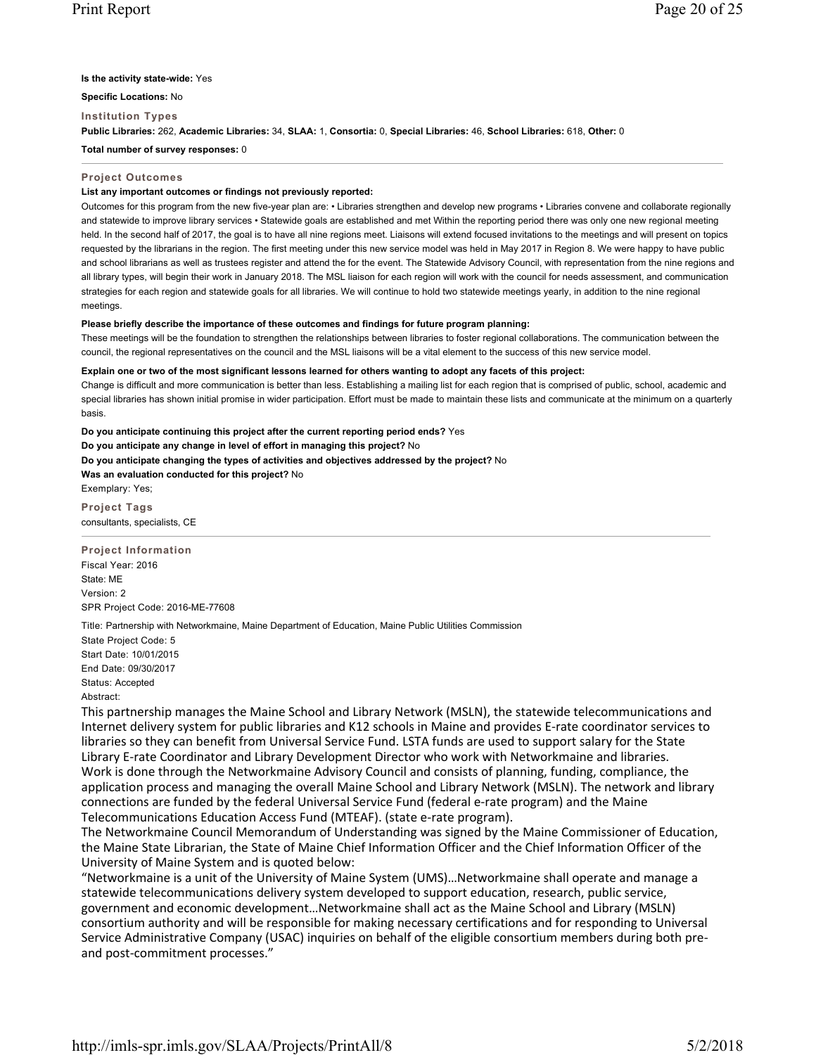**Is the activity state-wide:** Yes

**Specific Locations:** No

**Institution Types**

**Public Libraries:** 262, **Academic Libraries:** 34, **SLAA:** 1, **Consortia:** 0, **Special Libraries:** 46, **School Libraries:** 618, **Other:** 0

**Total number of survey responses:** 0

---

**Project Outcomes**

**List any important outcomes or findings not previously reported:**

Outcomes for this program from the new five-year plan are: • Libraries strengthen and develop new programs • Libraries convene and collaborate regionally and statewide to improve library services • Statewide goals are established and met Within the reporting period there was only one new regional meeting held. In the second half of 2017, the goal is to have all nine regions meet. Liaisons will extend focused invitations to the meetings and will present on topics requested by the librarians in the region. The first meeting under this new service model was held in May 2017 in Region 8. We were happy to have public and school librarians as well as trustees register and attend the for the event. The Statewide Advisory Council, with representation from the nine regions and all library types, will begin their work in January 2018. The MSL liaison for each region will work with the council for needs assessment, and communication strategies for each region and statewide goals for all libraries. We will continue to hold two statewide meetings yearly, in addition to the nine regional meetings.

**Please briefly describe the importance of these outcomes and findings for future program planning:**

These meetings will be the foundation to strengthen the relationships between libraries to foster regional collaborations. The communication between the council, the regional representatives on the council and the MSL liaisons will be a vital element to the success of this new service model.

**Explain one or two of the most significant lessons learned for others wanting to adopt any facets of this project:**

Change is difficult and more communication is better than less. Establishing a mailing list for each region that is comprised of public, school, academic and special libraries has shown initial promise in wider participation. Effort must be made to maintain these lists and communicate at the minimum on a quarterly basis.

**Do you anticipate continuing this project after the current reporting period ends?** Yes

**Do you anticipate any change in level of effort in managing this project?** No

**Do you anticipate changing the types of activities and objectives addressed by the project?** No

**Was an evaluation conducted for this project?** No

Exemplary: Yes;

**Project Tags**

consultants, specialists, CE

---

**Project Information**

Fiscal Year: 2016

State: ME

Version: 2

SPR Project Code: 2016-ME-77608

Title: Partnership with Networkmaine, Maine Department of Education, Maine Public Utilities Commission

State Project Code: 5

Start Date: 10/01/2015

End Date: 09/30/2017

Status: Accepted

Abstract:

This partnership manages the Maine School and Library Network (MSLN), the statewide telecommunications and Internet delivery system for public libraries and K12 schools in Maine and provides E-rate coordinator services to libraries so they can benefit from Universal Service Fund. LSTA funds are used to support salary for the State Library E-rate Coordinator and Library Development Director who work with Networkmaine and libraries.
Work is done through the Networkmaine Advisory Council and consists of planning, funding, compliance, the application process and managing the overall Maine School and Library Network (MSLN). The network and library connections are funded by the federal Universal Service Fund (federal e-rate program) and the Maine Telecommunications Education Access Fund (MTEAF). (state e-rate program).
The Networkmaine Council Memorandum of Understanding was signed by the Maine Commissioner of Education, the Maine State Librarian, the State of Maine Chief Information Officer and the Chief Information Officer of the University of Maine System and is quoted below:
"Networkmaine is a unit of the University of Maine System (UMS)…Networkmaine shall operate and manage a statewide telecommunications delivery system developed to support education, research, public service, government and economic development…Networkmaine shall act as the Maine School and Library (MSLN) consortium authority and will be responsible for making necessary certifications and for responding to Universal Service Administrative Company (USAC) inquiries on behalf of the eligible consortium members during both pre- and post-commitment processes."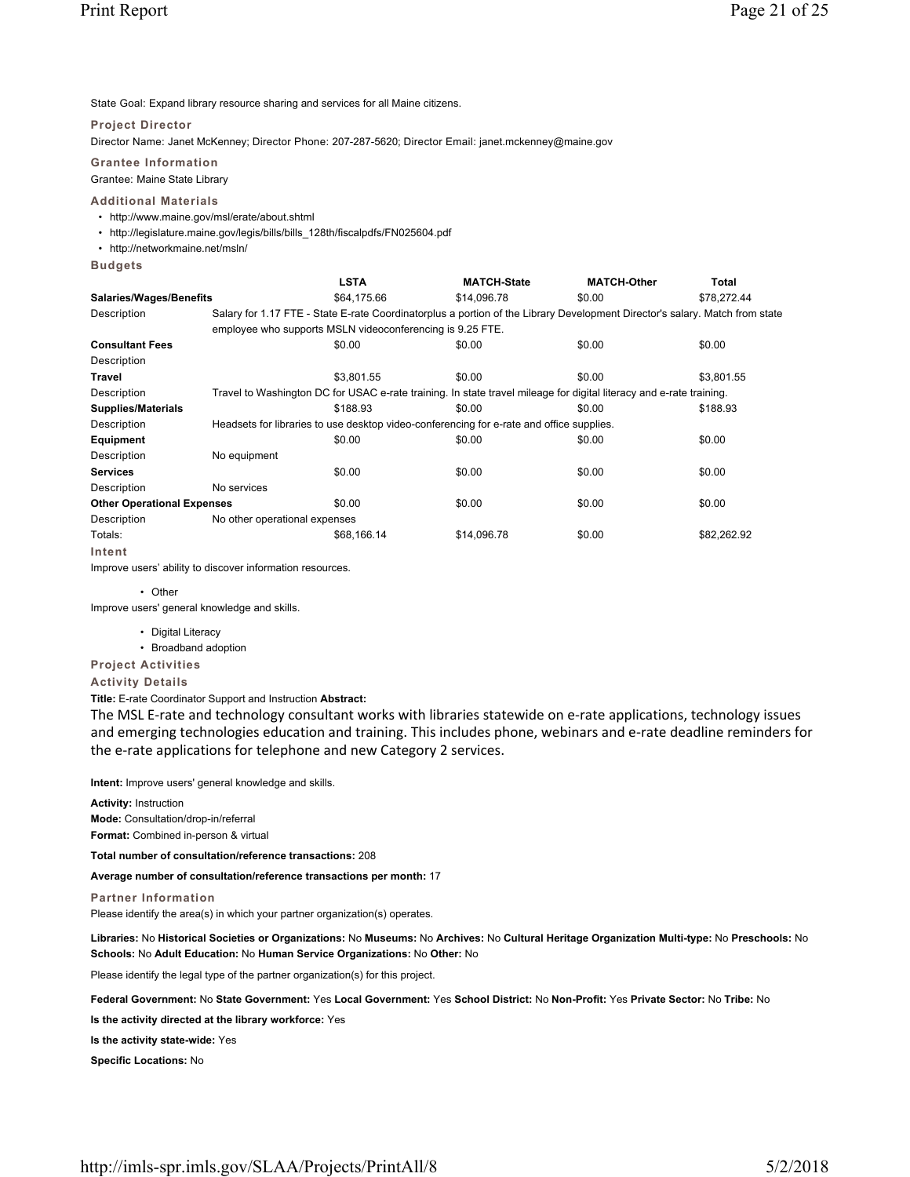State Goal: Expand library resource sharing and services for all Maine citizens.

### Project Director

Director Name: Janet McKenney; Director Phone: 207-287-5620; Director Email: janet.mckenney@maine.gov

### Grantee Information

Grantee: Maine State Library

### Additional Materials

- http://www.maine.gov/msl/erate/about.shtml
- http://legislature.maine.gov/legis/bills/bills_128th/fiscalpdfs/FN025604.pdf
- http://networkmaine.net/msln/

### Budgets

| | LSTA | MATCH-State | MATCH-Other | Total |
|---|---|---|---|---|
| **Salaries/Wages/Benefits** | $64,175.66 | $14,096.78 | $0.00 | $78,272.44 |
| Description | Salary for 1.17 FTE - State E-rate Coordinatorplus a portion of the Library Development Director's salary. Match from state employee who supports MSLN videoconferencing is 9.25 FTE. | | | |
| **Consultant Fees** | $0.00 | $0.00 | $0.00 | $0.00 |
| Description | | | | |
| **Travel** | $3,801.55 | $0.00 | $0.00 | $3,801.55 |
| Description | Travel to Washington DC for USAC e-rate training. In state travel mileage for digital literacy and e-rate training. | | | |
| **Supplies/Materials** | $188.93 | $0.00 | $0.00 | $188.93 |
| Description | Headsets for libraries to use desktop video-conferencing for e-rate and office supplies. | | | |
| **Equipment** | $0.00 | $0.00 | $0.00 | $0.00 |
| Description | No equipment | | | |
| **Services** | $0.00 | $0.00 | $0.00 | $0.00 |
| Description | No services | | | |
| **Other Operational Expenses** | $0.00 | $0.00 | $0.00 | $0.00 |
| Description | No other operational expenses | | | |
| Totals: | $68,166.14 | $14,096.78 | $0.00 | $82,262.92 |

### Intent

Improve users' ability to discover information resources.

- Other

Improve users' general knowledge and skills.

- Digital Literacy
- Broadband adoption

### Project Activities

### Activity Details

**Title:** E-rate Coordinator Support and Instruction **Abstract:**

The MSL E-rate and technology consultant works with libraries statewide on e-rate applications, technology issues and emerging technologies education and training. This includes phone, webinars and e-rate deadline reminders for the e-rate applications for telephone and new Category 2 services.

**Intent:** Improve users' general knowledge and skills.

**Activity:** Instruction

**Mode:** Consultation/drop-in/referral

**Format:** Combined in-person & virtual

**Total number of consultation/reference transactions:** 208

**Average number of consultation/reference transactions per month:** 17

### Partner Information

Please identify the area(s) in which your partner organization(s) operates.

**Libraries:** No **Historical Societies or Organizations:** No **Museums:** No **Archives:** No **Cultural Heritage Organization Multi-type:** No **Preschools:** No **Schools:** No **Adult Education:** No **Human Service Organizations:** No **Other:** No

Please identify the legal type of the partner organization(s) for this project.

**Federal Government:** No **State Government:** Yes **Local Government:** Yes **School District:** No **Non-Profit:** Yes **Private Sector:** No **Tribe:** No

**Is the activity directed at the library workforce:** Yes

**Is the activity state-wide:** Yes

**Specific Locations:** No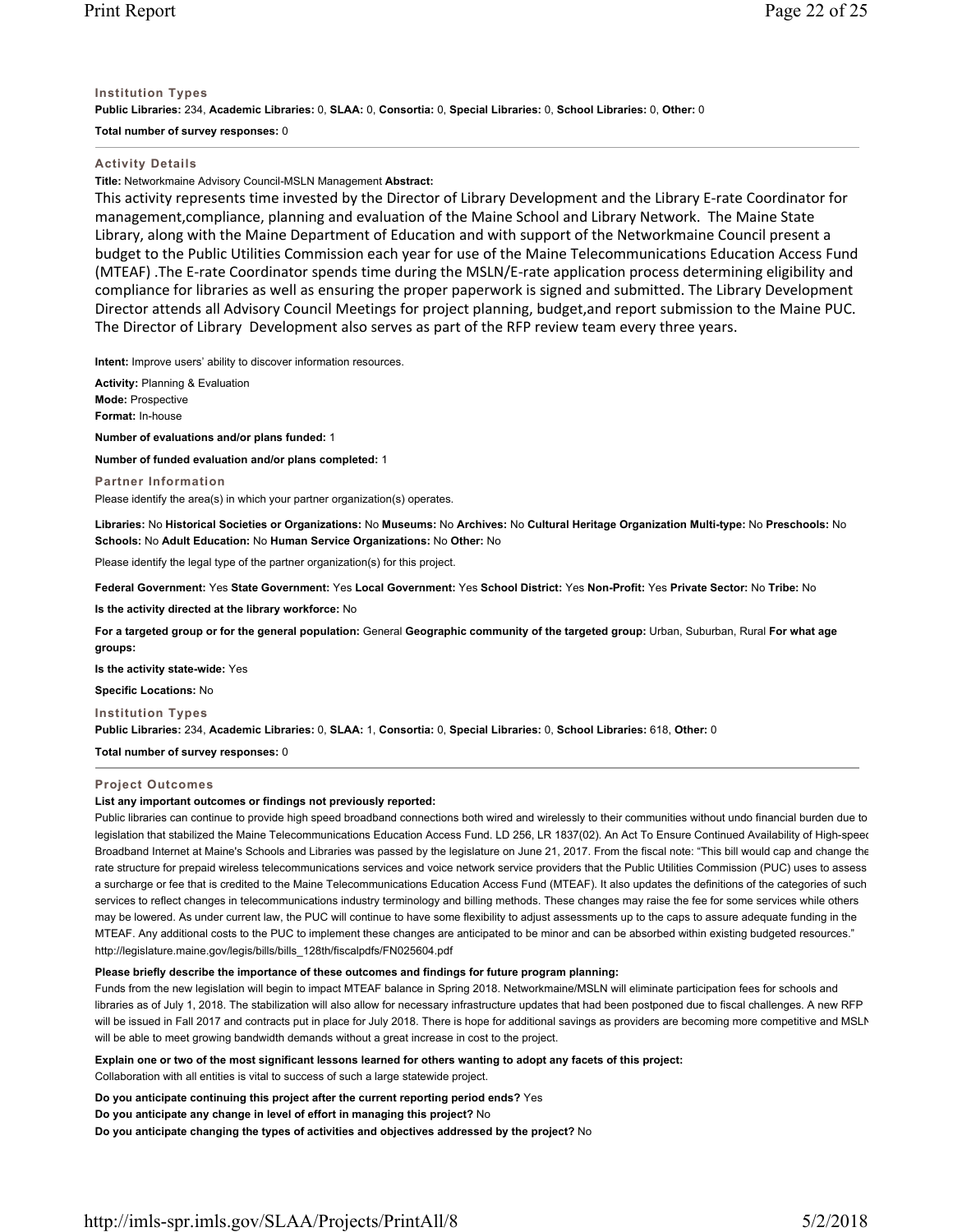**Institution Types**

**Public Libraries:** 234, **Academic Libraries:** 0, **SLAA:** 0, **Consortia:** 0, **Special Libraries:** 0, **School Libraries:** 0, **Other:** 0

**Total number of survey responses:** 0

---

**Activity Details**

**Title:** Networkmaine Advisory Council-MSLN Management **Abstract:**

This activity represents time invested by the Director of Library Development and the Library E-rate Coordinator for management,compliance, planning and evaluation of the Maine School and Library Network. The Maine State Library, along with the Maine Department of Education and with support of the Networkmaine Council present a budget to the Public Utilities Commission each year for use of the Maine Telecommunications Education Access Fund (MTEAF) .The E-rate Coordinator spends time during the MSLN/E-rate application process determining eligibility and compliance for libraries as well as ensuring the proper paperwork is signed and submitted. The Library Development Director attends all Advisory Council Meetings for project planning, budget,and report submission to the Maine PUC. The Director of Library Development also serves as part of the RFP review team every three years.

**Intent:** Improve users' ability to discover information resources.

**Activity:** Planning & Evaluation

**Mode:** Prospective

**Format:** In-house

**Number of evaluations and/or plans funded:** 1

**Number of funded evaluation and/or plans completed:** 1

**Partner Information**

Please identify the area(s) in which your partner organization(s) operates.

**Libraries:** No **Historical Societies or Organizations:** No **Museums:** No **Archives:** No **Cultural Heritage Organization Multi-type:** No **Preschools:** No **Schools:** No **Adult Education:** No **Human Service Organizations:** No **Other:** No

Please identify the legal type of the partner organization(s) for this project.

**Federal Government:** Yes **State Government:** Yes **Local Government:** Yes **School District:** Yes **Non-Profit:** Yes **Private Sector:** No **Tribe:** No

**Is the activity directed at the library workforce:** No

**For a targeted group or for the general population:** General **Geographic community of the targeted group:** Urban, Suburban, Rural **For what age groups:**

**Is the activity state-wide:** Yes

**Specific Locations:** No

**Institution Types**

**Public Libraries:** 234, **Academic Libraries:** 0, **SLAA:** 1, **Consortia:** 0, **Special Libraries:** 0, **School Libraries:** 618, **Other:** 0

**Total number of survey responses:** 0

---

**Project Outcomes**

**List any important outcomes or findings not previously reported:**

Public libraries can continue to provide high speed broadband connections both wired and wirelessly to their communities without undo financial burden due to legislation that stabilized the Maine Telecommunications Education Access Fund. LD 256, LR 1837(02). An Act To Ensure Continued Availability of High-speed Broadband Internet at Maine's Schools and Libraries was passed by the legislature on June 21, 2017. From the fiscal note: "This bill would cap and change the rate structure for prepaid wireless telecommunications services and voice network service providers that the Public Utilities Commission (PUC) uses to assess a surcharge or fee that is credited to the Maine Telecommunications Education Access Fund (MTEAF). It also updates the definitions of the categories of such services to reflect changes in telecommunications industry terminology and billing methods. These changes may raise the fee for some services while others may be lowered. As under current law, the PUC will continue to have some flexibility to adjust assessments up to the caps to assure adequate funding in the MTEAF. Any additional costs to the PUC to implement these changes are anticipated to be minor and can be absorbed within existing budgeted resources." http://legislature.maine.gov/legis/bills/bills_128th/fiscalpdfs/FN025604.pdf

**Please briefly describe the importance of these outcomes and findings for future program planning:**

Funds from the new legislation will begin to impact MTEAF balance in Spring 2018. Networkmaine/MSLN will eliminate participation fees for schools and libraries as of July 1, 2018. The stabilization will also allow for necessary infrastructure updates that had been postponed due to fiscal challenges. A new RFP will be issued in Fall 2017 and contracts put in place for July 2018. There is hope for additional savings as providers are becoming more competitive and MSLN will be able to meet growing bandwidth demands without a great increase in cost to the project.

**Explain one or two of the most significant lessons learned for others wanting to adopt any facets of this project:**

Collaboration with all entities is vital to success of such a large statewide project.

**Do you anticipate continuing this project after the current reporting period ends?** Yes

**Do you anticipate any change in level of effort in managing this project?** No

**Do you anticipate changing the types of activities and objectives addressed by the project?** No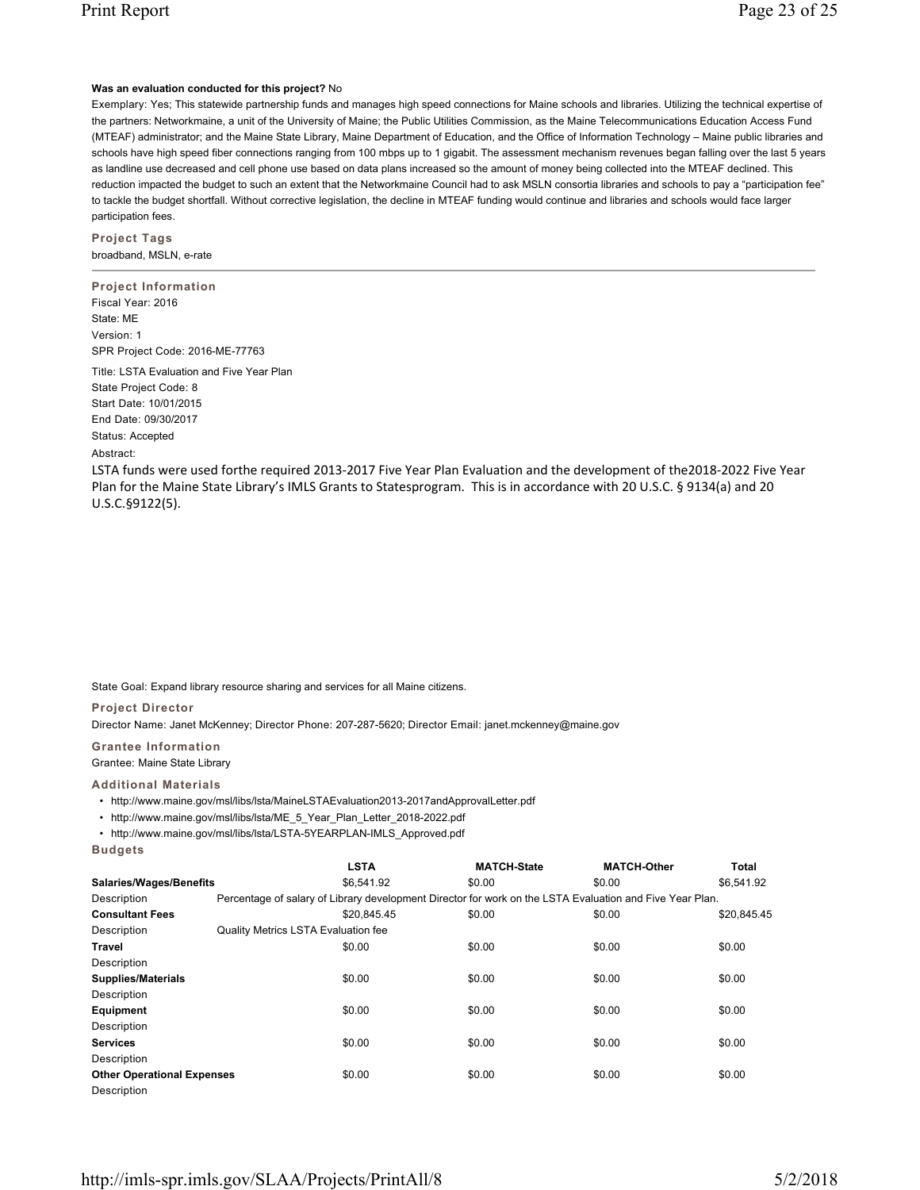**Was an evaluation conducted for this project?** No

Exemplary: Yes; This statewide partnership funds and manages high speed connections for Maine schools and libraries. Utilizing the technical expertise of the partners: Networkmaine, a unit of the University of Maine; the Public Utilities Commission, as the Maine Telecommunications Education Access Fund (MTEAF) administrator; and the Maine State Library, Maine Department of Education, and the Office of Information Technology – Maine public libraries and schools have high speed fiber connections ranging from 100 mbps up to 1 gigabit. The assessment mechanism revenues began falling over the last 5 years as landline use decreased and cell phone use based on data plans increased so the amount of money being collected into the MTEAF declined. This reduction impacted the budget to such an extent that the Networkmaine Council had to ask MSLN consortia libraries and schools to pay a "participation fee" to tackle the budget shortfall. Without corrective legislation, the decline in MTEAF funding would continue and libraries and schools would face larger participation fees.

### Project Tags

broadband, MSLN, e-rate

---

### Project Information

Fiscal Year: 2016
State: ME
Version: 1
SPR Project Code: 2016-ME-77763

Title: LSTA Evaluation and Five Year Plan
State Project Code: 8
Start Date: 10/01/2015
End Date: 09/30/2017
Status: Accepted
Abstract:

LSTA funds were used forthe required 2013-2017 Five Year Plan Evaluation and the development of the2018-2022 Five Year Plan for the Maine State Library's IMLS Grants to Statesprogram. This is in accordance with 20 U.S.C. § 9134(a) and 20 U.S.C.§9122(5).

State Goal: Expand library resource sharing and services for all Maine citizens.

### Project Director

Director Name: Janet McKenney; Director Phone: 207-287-5620; Director Email: janet.mckenney@maine.gov

### Grantee Information

Grantee: Maine State Library

### Additional Materials

- http://www.maine.gov/msl/libs/lsta/MaineLSTAEvaluation2013-2017andApprovalLetter.pdf
- http://www.maine.gov/msl/libs/lsta/ME_5_Year_Plan_Letter_2018-2022.pdf
- http://www.maine.gov/msl/libs/lsta/LSTA-5YEARPLAN-IMLS_Approved.pdf

### Budgets

| | LSTA | MATCH-State | MATCH-Other | Total |
|---|---|---|---|---|
| **Salaries/Wages/Benefits** | $6,541.92 | $0.00 | $0.00 | $6,541.92 |
| Description | Percentage of salary of Library development Director for work on the LSTA Evaluation and Five Year Plan. | | | |
| **Consultant Fees** | $20,845.45 | $0.00 | $0.00 | $20,845.45 |
| Description | Quality Metrics LSTA Evaluation fee | | | |
| **Travel** | $0.00 | $0.00 | $0.00 | $0.00 |
| Description | | | | |
| **Supplies/Materials** | $0.00 | $0.00 | $0.00 | $0.00 |
| Description | | | | |
| **Equipment** | $0.00 | $0.00 | $0.00 | $0.00 |
| Description | | | | |
| **Services** | $0.00 | $0.00 | $0.00 | $0.00 |
| Description | | | | |
| **Other Operational Expenses** | $0.00 | $0.00 | $0.00 | $0.00 |
| Description | | | | |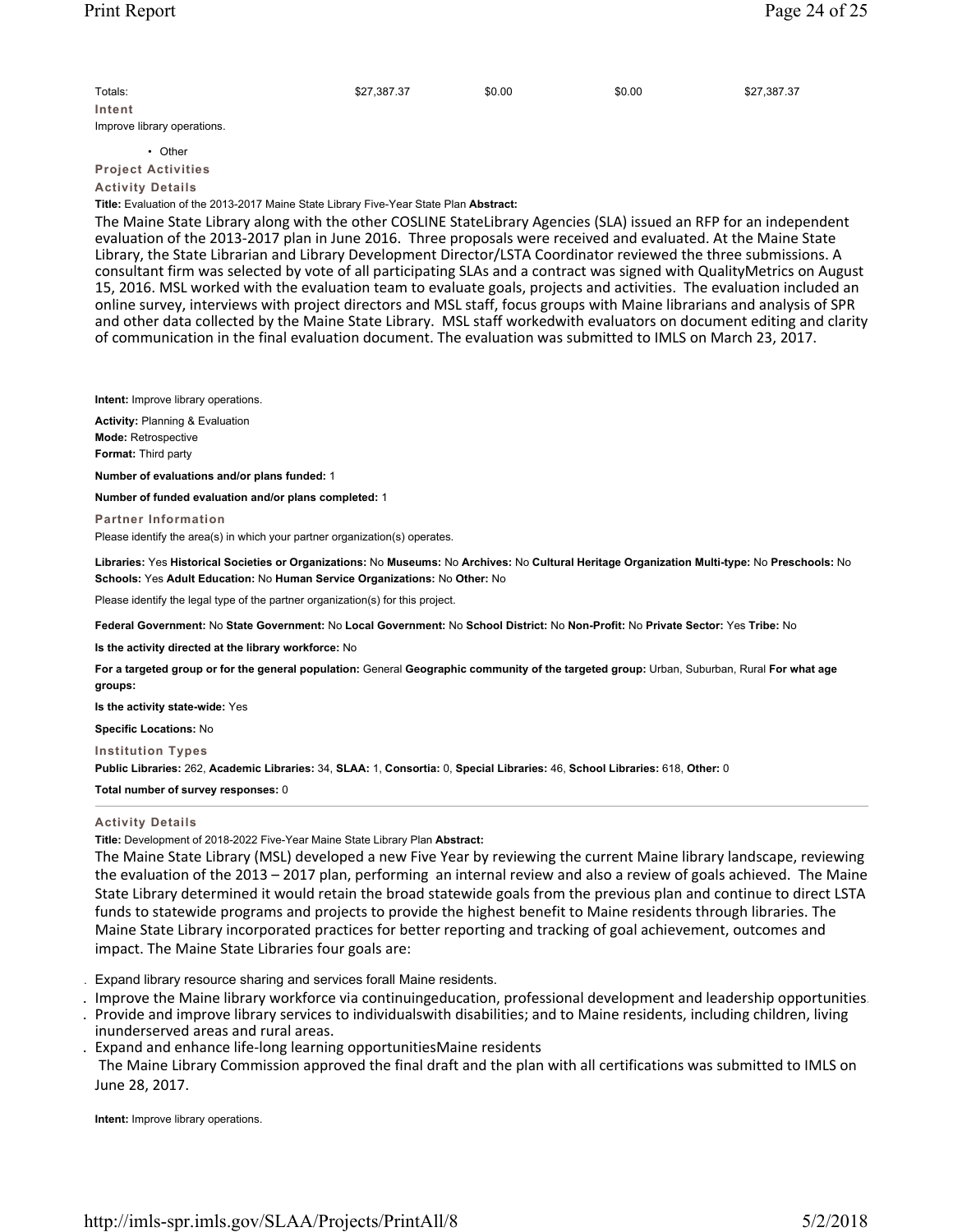| Totals: | $27,387.37 | $0.00 | $0.00 | $27,387.37 |
|---|---|---|---|---|

**Intent**

Improve library operations.

- Other

**Project Activities**

**Activity Details**

**Title:** Evaluation of the 2013-2017 Maine State Library Five-Year State Plan **Abstract:**

The Maine State Library along with the other COSLINE StateLibrary Agencies (SLA) issued an RFP for an independent evaluation of the 2013-2017 plan in June 2016. Three proposals were received and evaluated. At the Maine State Library, the State Librarian and Library Development Director/LSTA Coordinator reviewed the three submissions. A consultant firm was selected by vote of all participating SLAs and a contract was signed with QualityMetrics on August 15, 2016. MSL worked with the evaluation team to evaluate goals, projects and activities. The evaluation included an online survey, interviews with project directors and MSL staff, focus groups with Maine librarians and analysis of SPR and other data collected by the Maine State Library. MSL staff workedwith evaluators on document editing and clarity of communication in the final evaluation document. The evaluation was submitted to IMLS on March 23, 2017.

**Intent:** Improve library operations.

**Activity:** Planning & Evaluation

**Mode:** Retrospective

**Format:** Third party

**Number of evaluations and/or plans funded:** 1

**Number of funded evaluation and/or plans completed:** 1

**Partner Information**

Please identify the area(s) in which your partner organization(s) operates.

**Libraries:** Yes **Historical Societies or Organizations:** No **Museums:** No **Archives:** No **Cultural Heritage Organization Multi-type:** No **Preschools:** No **Schools:** Yes **Adult Education:** No **Human Service Organizations:** No **Other:** No

Please identify the legal type of the partner organization(s) for this project.

**Federal Government:** No **State Government:** No **Local Government:** No **School District:** No **Non-Profit:** No **Private Sector:** Yes **Tribe:** No

**Is the activity directed at the library workforce:** No

**For a targeted group or for the general population:** General **Geographic community of the targeted group:** Urban, Suburban, Rural **For what age groups:**

**Is the activity state-wide:** Yes

**Specific Locations:** No

**Institution Types**

**Public Libraries:** 262, **Academic Libraries:** 34, **SLAA:** 1, **Consortia:** 0, **Special Libraries:** 46, **School Libraries:** 618, **Other:** 0

**Total number of survey responses:** 0

---

**Activity Details**

**Title:** Development of 2018-2022 Five-Year Maine State Library Plan **Abstract:**

The Maine State Library (MSL) developed a new Five Year by reviewing the current Maine library landscape, reviewing the evaluation of the 2013 – 2017 plan, performing an internal review and also a review of goals achieved. The Maine State Library determined it would retain the broad statewide goals from the previous plan and continue to direct LSTA funds to statewide programs and projects to provide the highest benefit to Maine residents through libraries. The Maine State Library incorporated practices for better reporting and tracking of goal achievement, outcomes and impact. The Maine State Libraries four goals are:

- Expand library resource sharing and services forall Maine residents.
- Improve the Maine library workforce via continuingeducation, professional development and leadership opportunities.
- Provide and improve library services to individualswith disabilities; and to Maine residents, including children, living inunderserved areas and rural areas.
- Expand and enhance life-long learning opportunitiesMaine residents

The Maine Library Commission approved the final draft and the plan with all certifications was submitted to IMLS on June 28, 2017.

**Intent:** Improve library operations.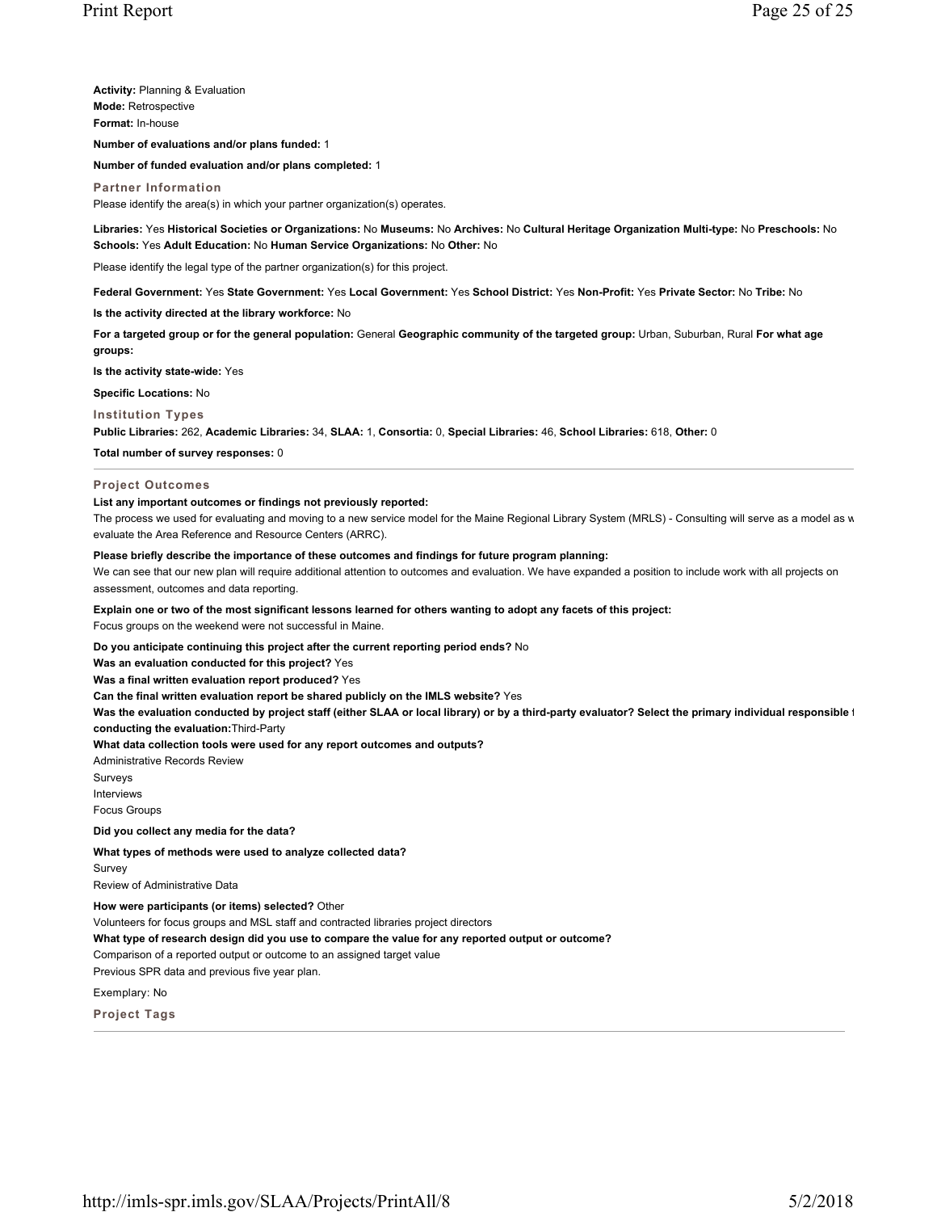**Activity:** Planning & Evaluation
**Mode:** Retrospective
**Format:** In-house

**Number of evaluations and/or plans funded:** 1

**Number of funded evaluation and/or plans completed:** 1

### Partner Information

Please identify the area(s) in which your partner organization(s) operates.

**Libraries:** Yes **Historical Societies or Organizations:** No **Museums:** No **Archives:** No **Cultural Heritage Organization Multi-type:** No **Preschools:** No **Schools:** Yes **Adult Education:** No **Human Service Organizations:** No **Other:** No

Please identify the legal type of the partner organization(s) for this project.

**Federal Government:** Yes **State Government:** Yes **Local Government:** Yes **School District:** Yes **Non-Profit:** Yes **Private Sector:** No **Tribe:** No

**Is the activity directed at the library workforce:** No

**For a targeted group or for the general population:** General **Geographic community of the targeted group:** Urban, Suburban, Rural **For what age groups:**

**Is the activity state-wide:** Yes

**Specific Locations:** No

### Institution Types

**Public Libraries:** 262, **Academic Libraries:** 34, **SLAA:** 1, **Consortia:** 0, **Special Libraries:** 46, **School Libraries:** 618, **Other:** 0

**Total number of survey responses:** 0

---

### Project Outcomes

**List any important outcomes or findings not previously reported:**

The process we used for evaluating and moving to a new service model for the Maine Regional Library System (MRLS) - Consulting will serve as a model as w evaluate the Area Reference and Resource Centers (ARRC).

**Please briefly describe the importance of these outcomes and findings for future program planning:**

We can see that our new plan will require additional attention to outcomes and evaluation. We have expanded a position to include work with all projects on assessment, outcomes and data reporting.

**Explain one or two of the most significant lessons learned for others wanting to adopt any facets of this project:**

Focus groups on the weekend were not successful in Maine.

**Do you anticipate continuing this project after the current reporting period ends?** No

**Was an evaluation conducted for this project?** Yes

**Was a final written evaluation report produced?** Yes

**Can the final written evaluation report be shared publicly on the IMLS website?** Yes

**Was the evaluation conducted by project staff (either SLAA or local library) or by a third-party evaluator? Select the primary individual responsible f conducting the evaluation:** Third-Party

**What data collection tools were used for any report outcomes and outputs?**

Administrative Records Review
Surveys
Interviews
Focus Groups

**Did you collect any media for the data?**

**What types of methods were used to analyze collected data?**

Survey
Review of Administrative Data

**How were participants (or items) selected?** Other

Volunteers for focus groups and MSL staff and contracted libraries project directors

**What type of research design did you use to compare the value for any reported output or outcome?**

Comparison of a reported output or outcome to an assigned target value
Previous SPR data and previous five year plan.

Exemplary: No

### Project Tags

---